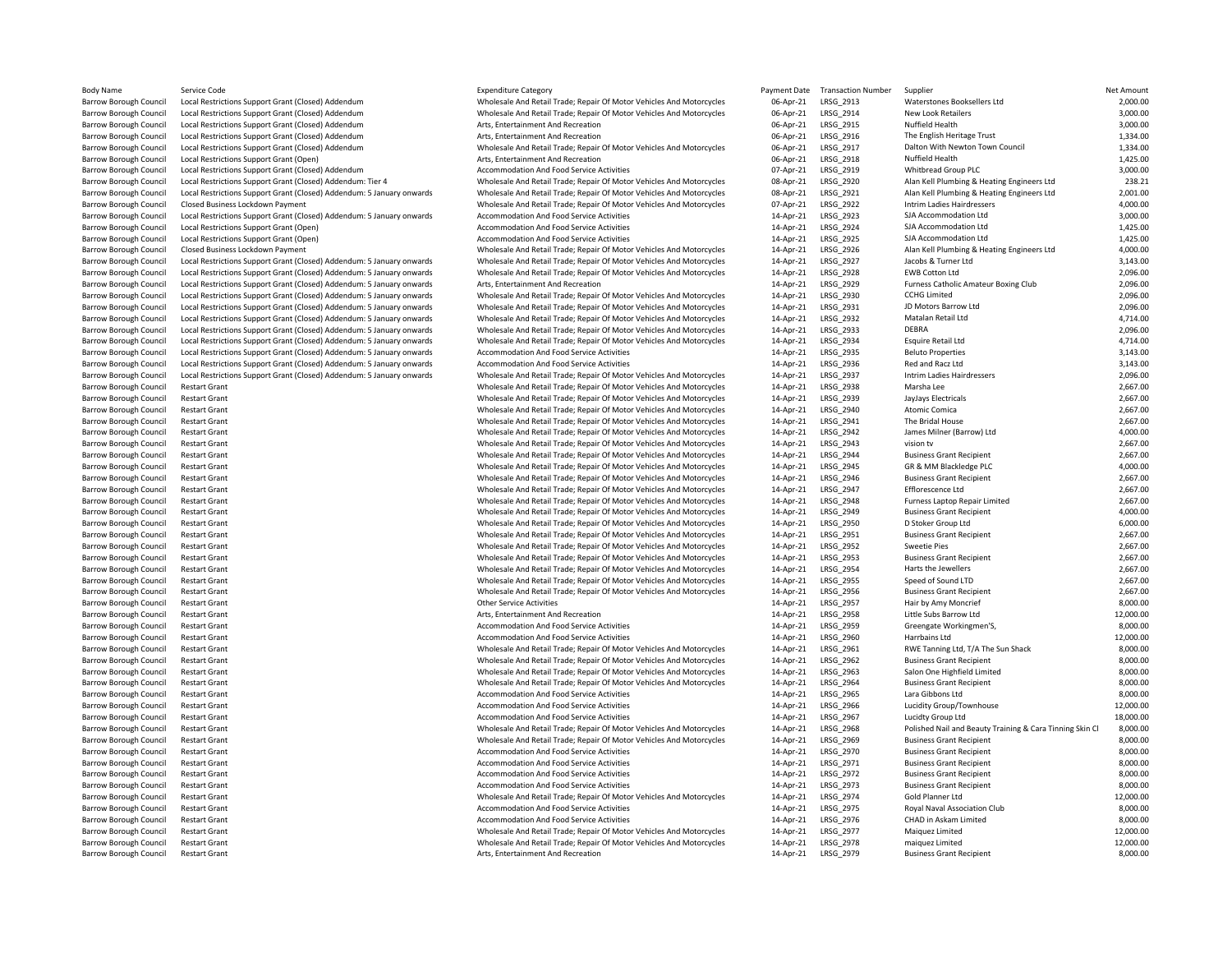| Body Name | Service Code | Expenditure Category | Payment Date | Transaction Number | Supplier | Net Amount |
|---|---|---|---|---|---|---|
| Barrow Borough Council | Local Restrictions Support Grant (Closed) Addendum | Wholesale And Retail Trade; Repair Of Motor Vehicles And Motorcycles | 06-Apr-21 | LRSG_2913 | Waterstones Booksellers Ltd | 2,000.00 |
| Barrow Borough Council | Local Restrictions Support Grant (Closed) Addendum | Wholesale And Retail Trade; Repair Of Motor Vehicles And Motorcycles | 06-Apr-21 | LRSG_2914 | New Look Retailers | 3,000.00 |
| Barrow Borough Council | Local Restrictions Support Grant (Closed) Addendum | Arts, Entertainment And Recreation | 06-Apr-21 | LRSG_2915 | Nuffield Health | 3,000.00 |
| Barrow Borough Council | Local Restrictions Support Grant (Closed) Addendum | Arts, Entertainment And Recreation | 06-Apr-21 | LRSG_2916 | The English Heritage Trust | 1,334.00 |
| Barrow Borough Council | Local Restrictions Support Grant (Closed) Addendum | Wholesale And Retail Trade; Repair Of Motor Vehicles And Motorcycles | 06-Apr-21 | LRSG_2917 | Dalton With Newton Town Council | 1,334.00 |
| Barrow Borough Council | Local Restrictions Support Grant (Open) | Arts, Entertainment And Recreation | 06-Apr-21 | LRSG_2918 | Nuffield Health | 1,425.00 |
| Barrow Borough Council | Local Restrictions Support Grant (Closed) Addendum | Accommodation And Food Service Activities | 07-Apr-21 | LRSG_2919 | Whitbread Group PLC | 3,000.00 |
| Barrow Borough Council | Local Restrictions Support Grant (Closed) Addendum: Tier 4 | Wholesale And Retail Trade; Repair Of Motor Vehicles And Motorcycles | 08-Apr-21 | LRSG_2920 | Alan Kell Plumbing & Heating Engineers Ltd | 238.21 |
| Barrow Borough Council | Local Restrictions Support Grant (Closed) Addendum: 5 January onwards | Wholesale And Retail Trade; Repair Of Motor Vehicles And Motorcycles | 08-Apr-21 | LRSG_2921 | Alan Kell Plumbing & Heating Engineers Ltd | 2,001.00 |
| Barrow Borough Council | Closed Business Lockdown Payment | Wholesale And Retail Trade; Repair Of Motor Vehicles And Motorcycles | 07-Apr-21 | LRSG_2922 | Intrim Ladies Hairdressers | 4,000.00 |
| Barrow Borough Council | Local Restrictions Support Grant (Closed) Addendum: 5 January onwards | Accommodation And Food Service Activities | 14-Apr-21 | LRSG_2923 | SJA Accommodation Ltd | 3,000.00 |
| Barrow Borough Council | Local Restrictions Support Grant (Open) | Accommodation And Food Service Activities | 14-Apr-21 | LRSG_2924 | SJA Accommodation Ltd | 1,425.00 |
| Barrow Borough Council | Local Restrictions Support Grant (Open) | Accommodation And Food Service Activities | 14-Apr-21 | LRSG_2925 | SJA Accommodation Ltd | 1,425.00 |
| Barrow Borough Council | Closed Business Lockdown Payment | Wholesale And Retail Trade; Repair Of Motor Vehicles And Motorcycles | 14-Apr-21 | LRSG_2926 | Alan Kell Plumbing & Heating Engineers Ltd | 4,000.00 |
| Barrow Borough Council | Local Restrictions Support Grant (Closed) Addendum: 5 January onwards | Wholesale And Retail Trade; Repair Of Motor Vehicles And Motorcycles | 14-Apr-21 | LRSG_2927 | Jacobs & Turner Ltd | 3,143.00 |
| Barrow Borough Council | Local Restrictions Support Grant (Closed) Addendum: 5 January onwards | Wholesale And Retail Trade; Repair Of Motor Vehicles And Motorcycles | 14-Apr-21 | LRSG_2928 | EWB Cotton Ltd | 2,096.00 |
| Barrow Borough Council | Local Restrictions Support Grant (Closed) Addendum: 5 January onwards | Arts, Entertainment And Recreation | 14-Apr-21 | LRSG_2929 | Furness Catholic Amateur Boxing Club | 2,096.00 |
| Barrow Borough Council | Local Restrictions Support Grant (Closed) Addendum: 5 January onwards | Wholesale And Retail Trade; Repair Of Motor Vehicles And Motorcycles | 14-Apr-21 | LRSG_2930 | CCHG Limited | 2,096.00 |
| Barrow Borough Council | Local Restrictions Support Grant (Closed) Addendum: 5 January onwards | Wholesale And Retail Trade; Repair Of Motor Vehicles And Motorcycles | 14-Apr-21 | LRSG_2931 | JD Motors Barrow Ltd | 2,096.00 |
| Barrow Borough Council | Local Restrictions Support Grant (Closed) Addendum: 5 January onwards | Wholesale And Retail Trade; Repair Of Motor Vehicles And Motorcycles | 14-Apr-21 | LRSG_2932 | Matalan Retail Ltd | 4,714.00 |
| Barrow Borough Council | Local Restrictions Support Grant (Closed) Addendum: 5 January onwards | Wholesale And Retail Trade; Repair Of Motor Vehicles And Motorcycles | 14-Apr-21 | LRSG_2933 | DEBRA | 2,096.00 |
| Barrow Borough Council | Local Restrictions Support Grant (Closed) Addendum: 5 January onwards | Wholesale And Retail Trade; Repair Of Motor Vehicles And Motorcycles | 14-Apr-21 | LRSG_2934 | Esquire Retail Ltd | 4,714.00 |
| Barrow Borough Council | Local Restrictions Support Grant (Closed) Addendum: 5 January onwards | Accommodation And Food Service Activities | 14-Apr-21 | LRSG_2935 | Beluto Properties | 3,143.00 |
| Barrow Borough Council | Local Restrictions Support Grant (Closed) Addendum: 5 January onwards | Accommodation And Food Service Activities | 14-Apr-21 | LRSG_2936 | Red and Racz Ltd | 3,143.00 |
| Barrow Borough Council | Local Restrictions Support Grant (Closed) Addendum: 5 January onwards | Wholesale And Retail Trade; Repair Of Motor Vehicles And Motorcycles | 14-Apr-21 | LRSG_2937 | Intrim Ladies Hairdressers | 2,096.00 |
| Barrow Borough Council | Restart Grant | Wholesale And Retail Trade; Repair Of Motor Vehicles And Motorcycles | 14-Apr-21 | LRSG_2938 | Marsha Lee | 2,667.00 |
| Barrow Borough Council | Restart Grant | Wholesale And Retail Trade; Repair Of Motor Vehicles And Motorcycles | 14-Apr-21 | LRSG_2939 | JayJays Electricals | 2,667.00 |
| Barrow Borough Council | Restart Grant | Wholesale And Retail Trade; Repair Of Motor Vehicles And Motorcycles | 14-Apr-21 | LRSG_2940 | Atomic Comica | 2,667.00 |
| Barrow Borough Council | Restart Grant | Wholesale And Retail Trade; Repair Of Motor Vehicles And Motorcycles | 14-Apr-21 | LRSG_2941 | The Bridal House | 2,667.00 |
| Barrow Borough Council | Restart Grant | Wholesale And Retail Trade; Repair Of Motor Vehicles And Motorcycles | 14-Apr-21 | LRSG_2942 | James Milner (Barrow) Ltd | 4,000.00 |
| Barrow Borough Council | Restart Grant | Wholesale And Retail Trade; Repair Of Motor Vehicles And Motorcycles | 14-Apr-21 | LRSG_2943 | vision tv | 2,667.00 |
| Barrow Borough Council | Restart Grant | Wholesale And Retail Trade; Repair Of Motor Vehicles And Motorcycles | 14-Apr-21 | LRSG_2944 | Business Grant Recipient | 2,667.00 |
| Barrow Borough Council | Restart Grant | Wholesale And Retail Trade; Repair Of Motor Vehicles And Motorcycles | 14-Apr-21 | LRSG_2945 | GR & MM Blackledge PLC | 4,000.00 |
| Barrow Borough Council | Restart Grant | Wholesale And Retail Trade; Repair Of Motor Vehicles And Motorcycles | 14-Apr-21 | LRSG_2946 | Business Grant Recipient | 2,667.00 |
| Barrow Borough Council | Restart Grant | Wholesale And Retail Trade; Repair Of Motor Vehicles And Motorcycles | 14-Apr-21 | LRSG_2947 | Efflorescence Ltd | 2,667.00 |
| Barrow Borough Council | Restart Grant | Wholesale And Retail Trade; Repair Of Motor Vehicles And Motorcycles | 14-Apr-21 | LRSG_2948 | Furness Laptop Repair Limited | 2,667.00 |
| Barrow Borough Council | Restart Grant | Wholesale And Retail Trade; Repair Of Motor Vehicles And Motorcycles | 14-Apr-21 | LRSG_2949 | Business Grant Recipient | 4,000.00 |
| Barrow Borough Council | Restart Grant | Wholesale And Retail Trade; Repair Of Motor Vehicles And Motorcycles | 14-Apr-21 | LRSG_2950 | D Stoker Group Ltd | 6,000.00 |
| Barrow Borough Council | Restart Grant | Wholesale And Retail Trade; Repair Of Motor Vehicles And Motorcycles | 14-Apr-21 | LRSG_2951 | Business Grant Recipient | 2,667.00 |
| Barrow Borough Council | Restart Grant | Wholesale And Retail Trade; Repair Of Motor Vehicles And Motorcycles | 14-Apr-21 | LRSG_2952 | Sweetie Pies | 2,667.00 |
| Barrow Borough Council | Restart Grant | Wholesale And Retail Trade; Repair Of Motor Vehicles And Motorcycles | 14-Apr-21 | LRSG_2953 | Business Grant Recipient | 2,667.00 |
| Barrow Borough Council | Restart Grant | Wholesale And Retail Trade; Repair Of Motor Vehicles And Motorcycles | 14-Apr-21 | LRSG_2954 | Harts the Jewellers | 2,667.00 |
| Barrow Borough Council | Restart Grant | Wholesale And Retail Trade; Repair Of Motor Vehicles And Motorcycles | 14-Apr-21 | LRSG_2955 | Speed of Sound LTD | 2,667.00 |
| Barrow Borough Council | Restart Grant | Wholesale And Retail Trade; Repair Of Motor Vehicles And Motorcycles | 14-Apr-21 | LRSG_2956 | Business Grant Recipient | 2,667.00 |
| Barrow Borough Council | Restart Grant | Other Service Activities | 14-Apr-21 | LRSG_2957 | Hair by Amy Moncrief | 8,000.00 |
| Barrow Borough Council | Restart Grant | Arts, Entertainment And Recreation | 14-Apr-21 | LRSG_2958 | Little Subs Barrow Ltd | 12,000.00 |
| Barrow Borough Council | Restart Grant | Accommodation And Food Service Activities | 14-Apr-21 | LRSG_2959 | Greengate Workingmen'S, | 8,000.00 |
| Barrow Borough Council | Restart Grant | Accommodation And Food Service Activities | 14-Apr-21 | LRSG_2960 | Harrbains Ltd | 12,000.00 |
| Barrow Borough Council | Restart Grant | Wholesale And Retail Trade; Repair Of Motor Vehicles And Motorcycles | 14-Apr-21 | LRSG_2961 | RWE Tanning Ltd, T/A The Sun Shack | 8,000.00 |
| Barrow Borough Council | Restart Grant | Wholesale And Retail Trade; Repair Of Motor Vehicles And Motorcycles | 14-Apr-21 | LRSG_2962 | Business Grant Recipient | 8,000.00 |
| Barrow Borough Council | Restart Grant | Wholesale And Retail Trade; Repair Of Motor Vehicles And Motorcycles | 14-Apr-21 | LRSG_2963 | Salon One Highfield Limited | 8,000.00 |
| Barrow Borough Council | Restart Grant | Wholesale And Retail Trade; Repair Of Motor Vehicles And Motorcycles | 14-Apr-21 | LRSG_2964 | Business Grant Recipient | 8,000.00 |
| Barrow Borough Council | Restart Grant | Accommodation And Food Service Activities | 14-Apr-21 | LRSG_2965 | Lara Gibbons Ltd | 8,000.00 |
| Barrow Borough Council | Restart Grant | Accommodation And Food Service Activities | 14-Apr-21 | LRSG_2966 | Lucidity Group/Townhouse | 12,000.00 |
| Barrow Borough Council | Restart Grant | Accommodation And Food Service Activities | 14-Apr-21 | LRSG_2967 | Lucidty Group Ltd | 18,000.00 |
| Barrow Borough Council | Restart Grant | Wholesale And Retail Trade; Repair Of Motor Vehicles And Motorcycles | 14-Apr-21 | LRSG_2968 | Polished Nail and Beauty Training & Cara Tinning Skin Cl | 8,000.00 |
| Barrow Borough Council | Restart Grant | Wholesale And Retail Trade; Repair Of Motor Vehicles And Motorcycles | 14-Apr-21 | LRSG_2969 | Business Grant Recipient | 8,000.00 |
| Barrow Borough Council | Restart Grant | Accommodation And Food Service Activities | 14-Apr-21 | LRSG_2970 | Business Grant Recipient | 8,000.00 |
| Barrow Borough Council | Restart Grant | Accommodation And Food Service Activities | 14-Apr-21 | LRSG_2971 | Business Grant Recipient | 8,000.00 |
| Barrow Borough Council | Restart Grant | Accommodation And Food Service Activities | 14-Apr-21 | LRSG_2972 | Business Grant Recipient | 8,000.00 |
| Barrow Borough Council | Restart Grant | Accommodation And Food Service Activities | 14-Apr-21 | LRSG_2973 | Business Grant Recipient | 8,000.00 |
| Barrow Borough Council | Restart Grant | Wholesale And Retail Trade; Repair Of Motor Vehicles And Motorcycles | 14-Apr-21 | LRSG_2974 | Gold Planner Ltd | 12,000.00 |
| Barrow Borough Council | Restart Grant | Accommodation And Food Service Activities | 14-Apr-21 | LRSG_2975 | Royal Naval Association Club | 8,000.00 |
| Barrow Borough Council | Restart Grant | Accommodation And Food Service Activities | 14-Apr-21 | LRSG_2976 | CHAD in Askam Limited | 8,000.00 |
| Barrow Borough Council | Restart Grant | Wholesale And Retail Trade; Repair Of Motor Vehicles And Motorcycles | 14-Apr-21 | LRSG_2977 | Maiquez Limited | 12,000.00 |
| Barrow Borough Council | Restart Grant | Wholesale And Retail Trade; Repair Of Motor Vehicles And Motorcycles | 14-Apr-21 | LRSG_2978 | maiquez Limited | 12,000.00 |
| Barrow Borough Council | Restart Grant | Arts, Entertainment And Recreation | 14-Apr-21 | LRSG_2979 | Business Grant Recipient | 8,000.00 |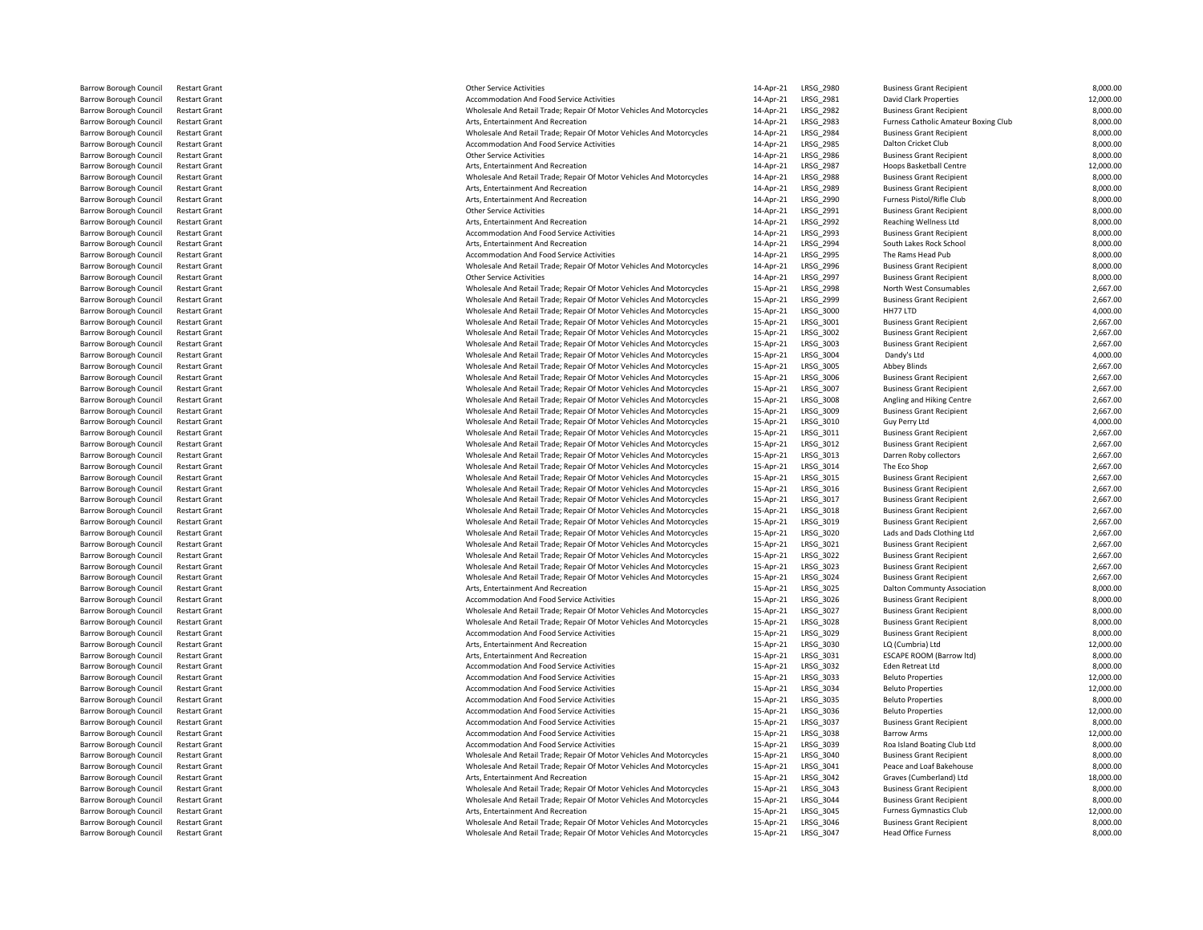| | | | | | | |
|---|---|---|---|---|---|---|
| Barrow Borough Council | Restart Grant | Other Service Activities | 14-Apr-21 | LRSG_2980 | Business Grant Recipient | 8,000.00 |
| Barrow Borough Council | Restart Grant | Accommodation And Food Service Activities | 14-Apr-21 | LRSG_2981 | David Clark Properties | 12,000.00 |
| Barrow Borough Council | Restart Grant | Wholesale And Retail Trade; Repair Of Motor Vehicles And Motorcycles | 14-Apr-21 | LRSG_2982 | Business Grant Recipient | 8,000.00 |
| Barrow Borough Council | Restart Grant | Arts, Entertainment And Recreation | 14-Apr-21 | LRSG_2983 | Furness Catholic Amateur Boxing Club | 8,000.00 |
| Barrow Borough Council | Restart Grant | Wholesale And Retail Trade; Repair Of Motor Vehicles And Motorcycles | 14-Apr-21 | LRSG_2984 | Business Grant Recipient | 8,000.00 |
| Barrow Borough Council | Restart Grant | Accommodation And Food Service Activities | 14-Apr-21 | LRSG_2985 | Dalton Cricket Club | 8,000.00 |
| Barrow Borough Council | Restart Grant | Other Service Activities | 14-Apr-21 | LRSG_2986 | Business Grant Recipient | 8,000.00 |
| Barrow Borough Council | Restart Grant | Arts, Entertainment And Recreation | 14-Apr-21 | LRSG_2987 | Hoops Basketball Centre | 12,000.00 |
| Barrow Borough Council | Restart Grant | Wholesale And Retail Trade; Repair Of Motor Vehicles And Motorcycles | 14-Apr-21 | LRSG_2988 | Business Grant Recipient | 8,000.00 |
| Barrow Borough Council | Restart Grant | Arts, Entertainment And Recreation | 14-Apr-21 | LRSG_2989 | Business Grant Recipient | 8,000.00 |
| Barrow Borough Council | Restart Grant | Arts, Entertainment And Recreation | 14-Apr-21 | LRSG_2990 | Furness Pistol/Rifle Club | 8,000.00 |
| Barrow Borough Council | Restart Grant | Other Service Activities | 14-Apr-21 | LRSG_2991 | Business Grant Recipient | 8,000.00 |
| Barrow Borough Council | Restart Grant | Arts, Entertainment And Recreation | 14-Apr-21 | LRSG_2992 | Reaching Wellness Ltd | 8,000.00 |
| Barrow Borough Council | Restart Grant | Accommodation And Food Service Activities | 14-Apr-21 | LRSG_2993 | Business Grant Recipient | 8,000.00 |
| Barrow Borough Council | Restart Grant | Arts, Entertainment And Recreation | 14-Apr-21 | LRSG_2994 | South Lakes Rock School | 8,000.00 |
| Barrow Borough Council | Restart Grant | Accommodation And Food Service Activities | 14-Apr-21 | LRSG_2995 | The Rams Head Pub | 8,000.00 |
| Barrow Borough Council | Restart Grant | Wholesale And Retail Trade; Repair Of Motor Vehicles And Motorcycles | 14-Apr-21 | LRSG_2996 | Business Grant Recipient | 8,000.00 |
| Barrow Borough Council | Restart Grant | Other Service Activities | 14-Apr-21 | LRSG_2997 | Business Grant Recipient | 8,000.00 |
| Barrow Borough Council | Restart Grant | Wholesale And Retail Trade; Repair Of Motor Vehicles And Motorcycles | 15-Apr-21 | LRSG_2998 | North West Consumables | 2,667.00 |
| Barrow Borough Council | Restart Grant | Wholesale And Retail Trade; Repair Of Motor Vehicles And Motorcycles | 15-Apr-21 | LRSG_2999 | Business Grant Recipient | 2,667.00 |
| Barrow Borough Council | Restart Grant | Wholesale And Retail Trade; Repair Of Motor Vehicles And Motorcycles | 15-Apr-21 | LRSG_3000 | HH77 LTD | 4,000.00 |
| Barrow Borough Council | Restart Grant | Wholesale And Retail Trade; Repair Of Motor Vehicles And Motorcycles | 15-Apr-21 | LRSG_3001 | Business Grant Recipient | 2,667.00 |
| Barrow Borough Council | Restart Grant | Wholesale And Retail Trade; Repair Of Motor Vehicles And Motorcycles | 15-Apr-21 | LRSG_3002 | Business Grant Recipient | 2,667.00 |
| Barrow Borough Council | Restart Grant | Wholesale And Retail Trade; Repair Of Motor Vehicles And Motorcycles | 15-Apr-21 | LRSG_3003 | Business Grant Recipient | 2,667.00 |
| Barrow Borough Council | Restart Grant | Wholesale And Retail Trade; Repair Of Motor Vehicles And Motorcycles | 15-Apr-21 | LRSG_3004 | Dandy's Ltd | 4,000.00 |
| Barrow Borough Council | Restart Grant | Wholesale And Retail Trade; Repair Of Motor Vehicles And Motorcycles | 15-Apr-21 | LRSG_3005 | Abbey Blinds | 2,667.00 |
| Barrow Borough Council | Restart Grant | Wholesale And Retail Trade; Repair Of Motor Vehicles And Motorcycles | 15-Apr-21 | LRSG_3006 | Business Grant Recipient | 2,667.00 |
| Barrow Borough Council | Restart Grant | Wholesale And Retail Trade; Repair Of Motor Vehicles And Motorcycles | 15-Apr-21 | LRSG_3007 | Business Grant Recipient | 2,667.00 |
| Barrow Borough Council | Restart Grant | Wholesale And Retail Trade; Repair Of Motor Vehicles And Motorcycles | 15-Apr-21 | LRSG_3008 | Angling and Hiking Centre | 2,667.00 |
| Barrow Borough Council | Restart Grant | Wholesale And Retail Trade; Repair Of Motor Vehicles And Motorcycles | 15-Apr-21 | LRSG_3009 | Business Grant Recipient | 2,667.00 |
| Barrow Borough Council | Restart Grant | Wholesale And Retail Trade; Repair Of Motor Vehicles And Motorcycles | 15-Apr-21 | LRSG_3010 | Guy Perry Ltd | 4,000.00 |
| Barrow Borough Council | Restart Grant | Wholesale And Retail Trade; Repair Of Motor Vehicles And Motorcycles | 15-Apr-21 | LRSG_3011 | Business Grant Recipient | 2,667.00 |
| Barrow Borough Council | Restart Grant | Wholesale And Retail Trade; Repair Of Motor Vehicles And Motorcycles | 15-Apr-21 | LRSG_3012 | Business Grant Recipient | 2,667.00 |
| Barrow Borough Council | Restart Grant | Wholesale And Retail Trade; Repair Of Motor Vehicles And Motorcycles | 15-Apr-21 | LRSG_3013 | Darren Roby collectors | 2,667.00 |
| Barrow Borough Council | Restart Grant | Wholesale And Retail Trade; Repair Of Motor Vehicles And Motorcycles | 15-Apr-21 | LRSG_3014 | The Eco Shop | 2,667.00 |
| Barrow Borough Council | Restart Grant | Wholesale And Retail Trade; Repair Of Motor Vehicles And Motorcycles | 15-Apr-21 | LRSG_3015 | Business Grant Recipient | 2,667.00 |
| Barrow Borough Council | Restart Grant | Wholesale And Retail Trade; Repair Of Motor Vehicles And Motorcycles | 15-Apr-21 | LRSG_3016 | Business Grant Recipient | 2,667.00 |
| Barrow Borough Council | Restart Grant | Wholesale And Retail Trade; Repair Of Motor Vehicles And Motorcycles | 15-Apr-21 | LRSG_3017 | Business Grant Recipient | 2,667.00 |
| Barrow Borough Council | Restart Grant | Wholesale And Retail Trade; Repair Of Motor Vehicles And Motorcycles | 15-Apr-21 | LRSG_3018 | Business Grant Recipient | 2,667.00 |
| Barrow Borough Council | Restart Grant | Wholesale And Retail Trade; Repair Of Motor Vehicles And Motorcycles | 15-Apr-21 | LRSG_3019 | Business Grant Recipient | 2,667.00 |
| Barrow Borough Council | Restart Grant | Wholesale And Retail Trade; Repair Of Motor Vehicles And Motorcycles | 15-Apr-21 | LRSG_3020 | Lads and Dads Clothing Ltd | 2,667.00 |
| Barrow Borough Council | Restart Grant | Wholesale And Retail Trade; Repair Of Motor Vehicles And Motorcycles | 15-Apr-21 | LRSG_3021 | Business Grant Recipient | 2,667.00 |
| Barrow Borough Council | Restart Grant | Wholesale And Retail Trade; Repair Of Motor Vehicles And Motorcycles | 15-Apr-21 | LRSG_3022 | Business Grant Recipient | 2,667.00 |
| Barrow Borough Council | Restart Grant | Wholesale And Retail Trade; Repair Of Motor Vehicles And Motorcycles | 15-Apr-21 | LRSG_3023 | Business Grant Recipient | 2,667.00 |
| Barrow Borough Council | Restart Grant | Wholesale And Retail Trade; Repair Of Motor Vehicles And Motorcycles | 15-Apr-21 | LRSG_3024 | Business Grant Recipient | 2,667.00 |
| Barrow Borough Council | Restart Grant | Arts, Entertainment And Recreation | 15-Apr-21 | LRSG_3025 | Dalton Communty Association | 8,000.00 |
| Barrow Borough Council | Restart Grant | Accommodation And Food Service Activities | 15-Apr-21 | LRSG_3026 | Business Grant Recipient | 8,000.00 |
| Barrow Borough Council | Restart Grant | Wholesale And Retail Trade; Repair Of Motor Vehicles And Motorcycles | 15-Apr-21 | LRSG_3027 | Business Grant Recipient | 8,000.00 |
| Barrow Borough Council | Restart Grant | Wholesale And Retail Trade; Repair Of Motor Vehicles And Motorcycles | 15-Apr-21 | LRSG_3028 | Business Grant Recipient | 8,000.00 |
| Barrow Borough Council | Restart Grant | Accommodation And Food Service Activities | 15-Apr-21 | LRSG_3029 | Business Grant Recipient | 8,000.00 |
| Barrow Borough Council | Restart Grant | Arts, Entertainment And Recreation | 15-Apr-21 | LRSG_3030 | LQ (Cumbria) Ltd | 12,000.00 |
| Barrow Borough Council | Restart Grant | Arts, Entertainment And Recreation | 15-Apr-21 | LRSG_3031 | ESCAPE ROOM (Barrow ltd) | 8,000.00 |
| Barrow Borough Council | Restart Grant | Accommodation And Food Service Activities | 15-Apr-21 | LRSG_3032 | Eden Retreat Ltd | 8,000.00 |
| Barrow Borough Council | Restart Grant | Accommodation And Food Service Activities | 15-Apr-21 | LRSG_3033 | Beluto Properties | 12,000.00 |
| Barrow Borough Council | Restart Grant | Accommodation And Food Service Activities | 15-Apr-21 | LRSG_3034 | Beluto Properties | 12,000.00 |
| Barrow Borough Council | Restart Grant | Accommodation And Food Service Activities | 15-Apr-21 | LRSG_3035 | Beluto Properties | 8,000.00 |
| Barrow Borough Council | Restart Grant | Accommodation And Food Service Activities | 15-Apr-21 | LRSG_3036 | Beluto Properties | 12,000.00 |
| Barrow Borough Council | Restart Grant | Accommodation And Food Service Activities | 15-Apr-21 | LRSG_3037 | Business Grant Recipient | 8,000.00 |
| Barrow Borough Council | Restart Grant | Accommodation And Food Service Activities | 15-Apr-21 | LRSG_3038 | Barrow Arms | 12,000.00 |
| Barrow Borough Council | Restart Grant | Accommodation And Food Service Activities | 15-Apr-21 | LRSG_3039 | Roa Island Boating Club Ltd | 8,000.00 |
| Barrow Borough Council | Restart Grant | Wholesale And Retail Trade; Repair Of Motor Vehicles And Motorcycles | 15-Apr-21 | LRSG_3040 | Business Grant Recipient | 8,000.00 |
| Barrow Borough Council | Restart Grant | Wholesale And Retail Trade; Repair Of Motor Vehicles And Motorcycles | 15-Apr-21 | LRSG_3041 | Peace and Loaf Bakehouse | 8,000.00 |
| Barrow Borough Council | Restart Grant | Arts, Entertainment And Recreation | 15-Apr-21 | LRSG_3042 | Graves (Cumberland) Ltd | 18,000.00 |
| Barrow Borough Council | Restart Grant | Wholesale And Retail Trade; Repair Of Motor Vehicles And Motorcycles | 15-Apr-21 | LRSG_3043 | Business Grant Recipient | 8,000.00 |
| Barrow Borough Council | Restart Grant | Wholesale And Retail Trade; Repair Of Motor Vehicles And Motorcycles | 15-Apr-21 | LRSG_3044 | Business Grant Recipient | 8,000.00 |
| Barrow Borough Council | Restart Grant | Arts, Entertainment And Recreation | 15-Apr-21 | LRSG_3045 | Furness Gymnastics Club | 12,000.00 |
| Barrow Borough Council | Restart Grant | Wholesale And Retail Trade; Repair Of Motor Vehicles And Motorcycles | 15-Apr-21 | LRSG_3046 | Business Grant Recipient | 8,000.00 |
| Barrow Borough Council | Restart Grant | Wholesale And Retail Trade; Repair Of Motor Vehicles And Motorcycles | 15-Apr-21 | LRSG_3047 | Head Office Furness | 8,000.00 |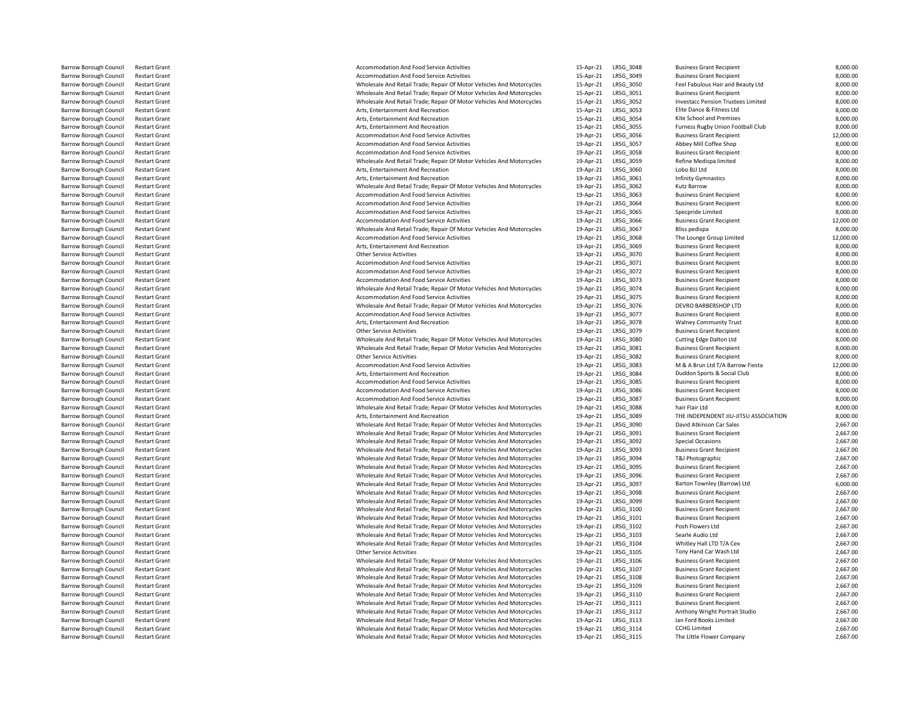| | | | | | | |
|---|---|---|---|---|---|---|
| Barrow Borough Council | Restart Grant | Accommodation And Food Service Activities | 15-Apr-21 | LRSG_3048 | Business Grant Recipient | 8,000.00 |
| Barrow Borough Council | Restart Grant | Accommodation And Food Service Activities | 15-Apr-21 | LRSG_3049 | Business Grant Recipient | 8,000.00 |
| Barrow Borough Council | Restart Grant | Wholesale And Retail Trade; Repair Of Motor Vehicles And Motorcycles | 15-Apr-21 | LRSG_3050 | Feel Fabulous Hair and Beauty Ltd | 8,000.00 |
| Barrow Borough Council | Restart Grant | Wholesale And Retail Trade; Repair Of Motor Vehicles And Motorcycles | 15-Apr-21 | LRSG_3051 | Business Grant Recipient | 8,000.00 |
| Barrow Borough Council | Restart Grant | Wholesale And Retail Trade; Repair Of Motor Vehicles And Motorcycles | 15-Apr-21 | LRSG_3052 | Investacc Pension Trustees Limited | 8,000.00 |
| Barrow Borough Council | Restart Grant | Arts, Entertainment And Recreation | 15-Apr-21 | LRSG_3053 | Elite Dance & Fitness Ltd | 8,000.00 |
| Barrow Borough Council | Restart Grant | Arts, Entertainment And Recreation | 15-Apr-21 | LRSG_3054 | Kite School and Premises | 8,000.00 |
| Barrow Borough Council | Restart Grant | Arts, Entertainment And Recreation | 15-Apr-21 | LRSG_3055 | Furness Rugby Union Football Club | 8,000.00 |
| Barrow Borough Council | Restart Grant | Accommodation And Food Service Activities | 19-Apr-21 | LRSG_3056 | Business Grant Recipient | 12,000.00 |
| Barrow Borough Council | Restart Grant | Accommodation And Food Service Activities | 19-Apr-21 | LRSG_3057 | Abbey Mill Coffee Shop | 8,000.00 |
| Barrow Borough Council | Restart Grant | Accommodation And Food Service Activities | 19-Apr-21 | LRSG_3058 | Business Grant Recipient | 8,000.00 |
| Barrow Borough Council | Restart Grant | Wholesale And Retail Trade; Repair Of Motor Vehicles And Motorcycles | 19-Apr-21 | LRSG_3059 | Refine Medispa limited | 8,000.00 |
| Barrow Borough Council | Restart Grant | Arts, Entertainment And Recreation | 19-Apr-21 | LRSG_3060 | Lobo BJJ Ltd | 8,000.00 |
| Barrow Borough Council | Restart Grant | Arts, Entertainment And Recreation | 19-Apr-21 | LRSG_3061 | Infinity Gymnastics | 8,000.00 |
| Barrow Borough Council | Restart Grant | Wholesale And Retail Trade; Repair Of Motor Vehicles And Motorcycles | 19-Apr-21 | LRSG_3062 | Kutz Barrow | 8,000.00 |
| Barrow Borough Council | Restart Grant | Accommodation And Food Service Activities | 19-Apr-21 | LRSG_3063 | Business Grant Recipient | 8,000.00 |
| Barrow Borough Council | Restart Grant | Accommodation And Food Service Activities | 19-Apr-21 | LRSG_3064 | Business Grant Recipient | 8,000.00 |
| Barrow Borough Council | Restart Grant | Accommodation And Food Service Activities | 19-Apr-21 | LRSG_3065 | Specpride Limited | 8,000.00 |
| Barrow Borough Council | Restart Grant | Accommodation And Food Service Activities | 19-Apr-21 | LRSG_3066 | Business Grant Recipient | 12,000.00 |
| Barrow Borough Council | Restart Grant | Wholesale And Retail Trade; Repair Of Motor Vehicles And Motorcycles | 19-Apr-21 | LRSG_3067 | Bliss pedispa | 8,000.00 |
| Barrow Borough Council | Restart Grant | Accommodation And Food Service Activities | 19-Apr-21 | LRSG_3068 | The Lounge Group Limited | 12,000.00 |
| Barrow Borough Council | Restart Grant | Arts, Entertainment And Recreation | 19-Apr-21 | LRSG_3069 | Business Grant Recipient | 8,000.00 |
| Barrow Borough Council | Restart Grant | Other Service Activities | 19-Apr-21 | LRSG_3070 | Business Grant Recipient | 8,000.00 |
| Barrow Borough Council | Restart Grant | Accommodation And Food Service Activities | 19-Apr-21 | LRSG_3071 | Business Grant Recipient | 8,000.00 |
| Barrow Borough Council | Restart Grant | Accommodation And Food Service Activities | 19-Apr-21 | LRSG_3072 | Business Grant Recipient | 8,000.00 |
| Barrow Borough Council | Restart Grant | Accommodation And Food Service Activities | 19-Apr-21 | LRSG_3073 | Business Grant Recipient | 8,000.00 |
| Barrow Borough Council | Restart Grant | Wholesale And Retail Trade; Repair Of Motor Vehicles And Motorcycles | 19-Apr-21 | LRSG_3074 | Business Grant Recipient | 8,000.00 |
| Barrow Borough Council | Restart Grant | Accommodation And Food Service Activities | 19-Apr-21 | LRSG_3075 | Business Grant Recipient | 8,000.00 |
| Barrow Borough Council | Restart Grant | Wholesale And Retail Trade; Repair Of Motor Vehicles And Motorcycles | 19-Apr-21 | LRSG_3076 | DEVRO BARBERSHOP LTD | 8,000.00 |
| Barrow Borough Council | Restart Grant | Accommodation And Food Service Activities | 19-Apr-21 | LRSG_3077 | Business Grant Recipient | 8,000.00 |
| Barrow Borough Council | Restart Grant | Arts, Entertainment And Recreation | 19-Apr-21 | LRSG_3078 | Walney Community Trust | 8,000.00 |
| Barrow Borough Council | Restart Grant | Other Service Activities | 19-Apr-21 | LRSG_3079 | Business Grant Recipient | 8,000.00 |
| Barrow Borough Council | Restart Grant | Wholesale And Retail Trade; Repair Of Motor Vehicles And Motorcycles | 19-Apr-21 | LRSG_3080 | Cutting Edge Dalton Ltd | 8,000.00 |
| Barrow Borough Council | Restart Grant | Wholesale And Retail Trade; Repair Of Motor Vehicles And Motorcycles | 19-Apr-21 | LRSG_3081 | Business Grant Recipient | 8,000.00 |
| Barrow Borough Council | Restart Grant | Other Service Activities | 19-Apr-21 | LRSG_3082 | Business Grant Recipient | 8,000.00 |
| Barrow Borough Council | Restart Grant | Accommodation And Food Service Activities | 19-Apr-21 | LRSG_3083 | M & A Brun Ltd T/A Barrow Fiesta | 12,000.00 |
| Barrow Borough Council | Restart Grant | Arts, Entertainment And Recreation | 19-Apr-21 | LRSG_3084 | Duddon Sports & Social Club | 8,000.00 |
| Barrow Borough Council | Restart Grant | Accommodation And Food Service Activities | 19-Apr-21 | LRSG_3085 | Business Grant Recipient | 8,000.00 |
| Barrow Borough Council | Restart Grant | Accommodation And Food Service Activities | 19-Apr-21 | LRSG_3086 | Business Grant Recipient | 8,000.00 |
| Barrow Borough Council | Restart Grant | Accommodation And Food Service Activities | 19-Apr-21 | LRSG_3087 | Business Grant Recipient | 8,000.00 |
| Barrow Borough Council | Restart Grant | Wholesale And Retail Trade; Repair Of Motor Vehicles And Motorcycles | 19-Apr-21 | LRSG_3088 | hair Flair Ltd | 8,000.00 |
| Barrow Borough Council | Restart Grant | Arts, Entertainment And Recreation | 19-Apr-21 | LRSG_3089 | THE INDEPENDENT JIU-JITSU ASSOCIATION | 8,000.00 |
| Barrow Borough Council | Restart Grant | Wholesale And Retail Trade; Repair Of Motor Vehicles And Motorcycles | 19-Apr-21 | LRSG_3090 | David Atkinson Car Sales | 2,667.00 |
| Barrow Borough Council | Restart Grant | Wholesale And Retail Trade; Repair Of Motor Vehicles And Motorcycles | 19-Apr-21 | LRSG_3091 | Business Grant Recipient | 2,667.00 |
| Barrow Borough Council | Restart Grant | Wholesale And Retail Trade; Repair Of Motor Vehicles And Motorcycles | 19-Apr-21 | LRSG_3092 | Special Occasions | 2,667.00 |
| Barrow Borough Council | Restart Grant | Wholesale And Retail Trade; Repair Of Motor Vehicles And Motorcycles | 19-Apr-21 | LRSG_3093 | Business Grant Recipient | 2,667.00 |
| Barrow Borough Council | Restart Grant | Wholesale And Retail Trade; Repair Of Motor Vehicles And Motorcycles | 19-Apr-21 | LRSG_3094 | T&J Photographic | 2,667.00 |
| Barrow Borough Council | Restart Grant | Wholesale And Retail Trade; Repair Of Motor Vehicles And Motorcycles | 19-Apr-21 | LRSG_3095 | Business Grant Recipient | 2,667.00 |
| Barrow Borough Council | Restart Grant | Wholesale And Retail Trade; Repair Of Motor Vehicles And Motorcycles | 19-Apr-21 | LRSG_3096 | Business Grant Recipient | 2,667.00 |
| Barrow Borough Council | Restart Grant | Wholesale And Retail Trade; Repair Of Motor Vehicles And Motorcycles | 19-Apr-21 | LRSG_3097 | Barton Townley (Barrow) Ltd | 6,000.00 |
| Barrow Borough Council | Restart Grant | Wholesale And Retail Trade; Repair Of Motor Vehicles And Motorcycles | 19-Apr-21 | LRSG_3098 | Business Grant Recipient | 2,667.00 |
| Barrow Borough Council | Restart Grant | Wholesale And Retail Trade; Repair Of Motor Vehicles And Motorcycles | 19-Apr-21 | LRSG_3099 | Business Grant Recipient | 2,667.00 |
| Barrow Borough Council | Restart Grant | Wholesale And Retail Trade; Repair Of Motor Vehicles And Motorcycles | 19-Apr-21 | LRSG_3100 | Business Grant Recipient | 2,667.00 |
| Barrow Borough Council | Restart Grant | Wholesale And Retail Trade; Repair Of Motor Vehicles And Motorcycles | 19-Apr-21 | LRSG_3101 | Business Grant Recipient | 2,667.00 |
| Barrow Borough Council | Restart Grant | Wholesale And Retail Trade; Repair Of Motor Vehicles And Motorcycles | 19-Apr-21 | LRSG_3102 | Posh Flowers Ltd | 2,667.00 |
| Barrow Borough Council | Restart Grant | Wholesale And Retail Trade; Repair Of Motor Vehicles And Motorcycles | 19-Apr-21 | LRSG_3103 | Searle Audio Ltd | 2,667.00 |
| Barrow Borough Council | Restart Grant | Wholesale And Retail Trade; Repair Of Motor Vehicles And Motorcycles | 19-Apr-21 | LRSG_3104 | Whitley Hall LTD T/A Cex | 2,667.00 |
| Barrow Borough Council | Restart Grant | Other Service Activities | 19-Apr-21 | LRSG_3105 | Tony Hand Car Wash Ltd | 2,667.00 |
| Barrow Borough Council | Restart Grant | Wholesale And Retail Trade; Repair Of Motor Vehicles And Motorcycles | 19-Apr-21 | LRSG_3106 | Business Grant Recipient | 2,667.00 |
| Barrow Borough Council | Restart Grant | Wholesale And Retail Trade; Repair Of Motor Vehicles And Motorcycles | 19-Apr-21 | LRSG_3107 | Business Grant Recipient | 2,667.00 |
| Barrow Borough Council | Restart Grant | Wholesale And Retail Trade; Repair Of Motor Vehicles And Motorcycles | 19-Apr-21 | LRSG_3108 | Business Grant Recipient | 2,667.00 |
| Barrow Borough Council | Restart Grant | Wholesale And Retail Trade; Repair Of Motor Vehicles And Motorcycles | 19-Apr-21 | LRSG_3109 | Business Grant Recipient | 2,667.00 |
| Barrow Borough Council | Restart Grant | Wholesale And Retail Trade; Repair Of Motor Vehicles And Motorcycles | 19-Apr-21 | LRSG_3110 | Business Grant Recipient | 2,667.00 |
| Barrow Borough Council | Restart Grant | Wholesale And Retail Trade; Repair Of Motor Vehicles And Motorcycles | 19-Apr-21 | LRSG_3111 | Business Grant Recipient | 2,667.00 |
| Barrow Borough Council | Restart Grant | Wholesale And Retail Trade; Repair Of Motor Vehicles And Motorcycles | 19-Apr-21 | LRSG_3112 | Anthony Wright Portrait Studio | 2,667.00 |
| Barrow Borough Council | Restart Grant | Wholesale And Retail Trade; Repair Of Motor Vehicles And Motorcycles | 19-Apr-21 | LRSG_3113 | Ian Ford Books Limited | 2,667.00 |
| Barrow Borough Council | Restart Grant | Wholesale And Retail Trade; Repair Of Motor Vehicles And Motorcycles | 19-Apr-21 | LRSG_3114 | CCHG Limited | 2,667.00 |
| Barrow Borough Council | Restart Grant | Wholesale And Retail Trade; Repair Of Motor Vehicles And Motorcycles | 19-Apr-21 | LRSG_3115 | The Little Flower Company | 2,667.00 |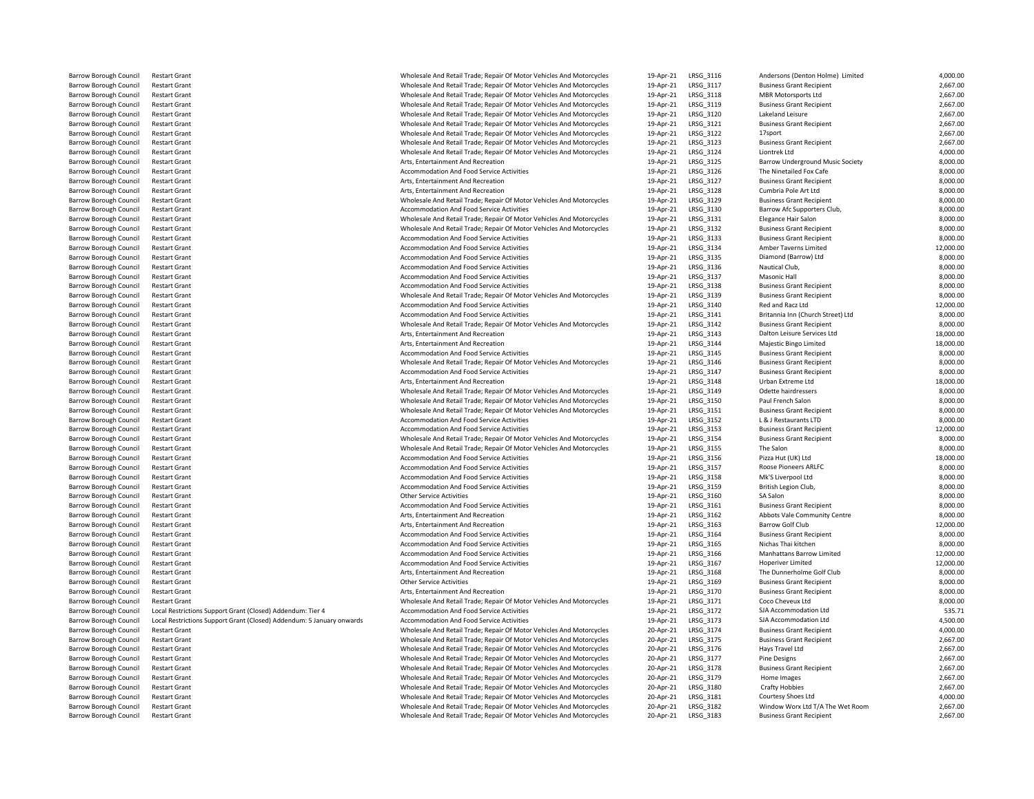| | | | | | | |
|---|---|---|---|---|---|---|
| Barrow Borough Council | Restart Grant | Wholesale And Retail Trade; Repair Of Motor Vehicles And Motorcycles | 19-Apr-21 | LRSG_3116 | Andersons (Denton Holme) Limited | 4,000.00 |
| Barrow Borough Council | Restart Grant | Wholesale And Retail Trade; Repair Of Motor Vehicles And Motorcycles | 19-Apr-21 | LRSG_3117 | Business Grant Recipient | 2,667.00 |
| Barrow Borough Council | Restart Grant | Wholesale And Retail Trade; Repair Of Motor Vehicles And Motorcycles | 19-Apr-21 | LRSG_3118 | MBR Motorsports Ltd | 2,667.00 |
| Barrow Borough Council | Restart Grant | Wholesale And Retail Trade; Repair Of Motor Vehicles And Motorcycles | 19-Apr-21 | LRSG_3119 | Business Grant Recipient | 2,667.00 |
| Barrow Borough Council | Restart Grant | Wholesale And Retail Trade; Repair Of Motor Vehicles And Motorcycles | 19-Apr-21 | LRSG_3120 | Lakeland Leisure | 2,667.00 |
| Barrow Borough Council | Restart Grant | Wholesale And Retail Trade; Repair Of Motor Vehicles And Motorcycles | 19-Apr-21 | LRSG_3121 | Business Grant Recipient | 2,667.00 |
| Barrow Borough Council | Restart Grant | Wholesale And Retail Trade; Repair Of Motor Vehicles And Motorcycles | 19-Apr-21 | LRSG_3122 | 17sport | 2,667.00 |
| Barrow Borough Council | Restart Grant | Wholesale And Retail Trade; Repair Of Motor Vehicles And Motorcycles | 19-Apr-21 | LRSG_3123 | Business Grant Recipient | 2,667.00 |
| Barrow Borough Council | Restart Grant | Wholesale And Retail Trade; Repair Of Motor Vehicles And Motorcycles | 19-Apr-21 | LRSG_3124 | Liontrek Ltd | 4,000.00 |
| Barrow Borough Council | Restart Grant | Arts, Entertainment And Recreation | 19-Apr-21 | LRSG_3125 | Barrow Underground Music Society | 8,000.00 |
| Barrow Borough Council | Restart Grant | Accommodation And Food Service Activities | 19-Apr-21 | LRSG_3126 | The Ninetailed Fox Cafe | 8,000.00 |
| Barrow Borough Council | Restart Grant | Arts, Entertainment And Recreation | 19-Apr-21 | LRSG_3127 | Business Grant Recipient | 8,000.00 |
| Barrow Borough Council | Restart Grant | Arts, Entertainment And Recreation | 19-Apr-21 | LRSG_3128 | Cumbria Pole Art Ltd | 8,000.00 |
| Barrow Borough Council | Restart Grant | Wholesale And Retail Trade; Repair Of Motor Vehicles And Motorcycles | 19-Apr-21 | LRSG_3129 | Business Grant Recipient | 8,000.00 |
| Barrow Borough Council | Restart Grant | Accommodation And Food Service Activities | 19-Apr-21 | LRSG_3130 | Barrow Afc Supporters Club, | 8,000.00 |
| Barrow Borough Council | Restart Grant | Wholesale And Retail Trade; Repair Of Motor Vehicles And Motorcycles | 19-Apr-21 | LRSG_3131 | Elegance Hair Salon | 8,000.00 |
| Barrow Borough Council | Restart Grant | Wholesale And Retail Trade; Repair Of Motor Vehicles And Motorcycles | 19-Apr-21 | LRSG_3132 | Business Grant Recipient | 8,000.00 |
| Barrow Borough Council | Restart Grant | Accommodation And Food Service Activities | 19-Apr-21 | LRSG_3133 | Business Grant Recipient | 8,000.00 |
| Barrow Borough Council | Restart Grant | Accommodation And Food Service Activities | 19-Apr-21 | LRSG_3134 | Amber Taverns Limited | 12,000.00 |
| Barrow Borough Council | Restart Grant | Accommodation And Food Service Activities | 19-Apr-21 | LRSG_3135 | Diamond (Barrow) Ltd | 8,000.00 |
| Barrow Borough Council | Restart Grant | Accommodation And Food Service Activities | 19-Apr-21 | LRSG_3136 | Nautical Club, | 8,000.00 |
| Barrow Borough Council | Restart Grant | Accommodation And Food Service Activities | 19-Apr-21 | LRSG_3137 | Masonic Hall | 8,000.00 |
| Barrow Borough Council | Restart Grant | Accommodation And Food Service Activities | 19-Apr-21 | LRSG_3138 | Business Grant Recipient | 8,000.00 |
| Barrow Borough Council | Restart Grant | Wholesale And Retail Trade; Repair Of Motor Vehicles And Motorcycles | 19-Apr-21 | LRSG_3139 | Business Grant Recipient | 8,000.00 |
| Barrow Borough Council | Restart Grant | Accommodation And Food Service Activities | 19-Apr-21 | LRSG_3140 | Red and Racz Ltd | 12,000.00 |
| Barrow Borough Council | Restart Grant | Accommodation And Food Service Activities | 19-Apr-21 | LRSG_3141 | Britannia Inn (Church Street) Ltd | 8,000.00 |
| Barrow Borough Council | Restart Grant | Wholesale And Retail Trade; Repair Of Motor Vehicles And Motorcycles | 19-Apr-21 | LRSG_3142 | Business Grant Recipient | 8,000.00 |
| Barrow Borough Council | Restart Grant | Arts, Entertainment And Recreation | 19-Apr-21 | LRSG_3143 | Dalton Leisure Services Ltd | 18,000.00 |
| Barrow Borough Council | Restart Grant | Arts, Entertainment And Recreation | 19-Apr-21 | LRSG_3144 | Majestic Bingo Limited | 18,000.00 |
| Barrow Borough Council | Restart Grant | Accommodation And Food Service Activities | 19-Apr-21 | LRSG_3145 | Business Grant Recipient | 8,000.00 |
| Barrow Borough Council | Restart Grant | Wholesale And Retail Trade; Repair Of Motor Vehicles And Motorcycles | 19-Apr-21 | LRSG_3146 | Business Grant Recipient | 8,000.00 |
| Barrow Borough Council | Restart Grant | Accommodation And Food Service Activities | 19-Apr-21 | LRSG_3147 | Business Grant Recipient | 8,000.00 |
| Barrow Borough Council | Restart Grant | Arts, Entertainment And Recreation | 19-Apr-21 | LRSG_3148 | Urban Extreme Ltd | 18,000.00 |
| Barrow Borough Council | Restart Grant | Wholesale And Retail Trade; Repair Of Motor Vehicles And Motorcycles | 19-Apr-21 | LRSG_3149 | Odette hairdressers | 8,000.00 |
| Barrow Borough Council | Restart Grant | Wholesale And Retail Trade; Repair Of Motor Vehicles And Motorcycles | 19-Apr-21 | LRSG_3150 | Paul French Salon | 8,000.00 |
| Barrow Borough Council | Restart Grant | Wholesale And Retail Trade; Repair Of Motor Vehicles And Motorcycles | 19-Apr-21 | LRSG_3151 | Business Grant Recipient | 8,000.00 |
| Barrow Borough Council | Restart Grant | Accommodation And Food Service Activities | 19-Apr-21 | LRSG_3152 | L & J Restaurants LTD | 8,000.00 |
| Barrow Borough Council | Restart Grant | Accommodation And Food Service Activities | 19-Apr-21 | LRSG_3153 | Business Grant Recipient | 12,000.00 |
| Barrow Borough Council | Restart Grant | Wholesale And Retail Trade; Repair Of Motor Vehicles And Motorcycles | 19-Apr-21 | LRSG_3154 | Business Grant Recipient | 8,000.00 |
| Barrow Borough Council | Restart Grant | Wholesale And Retail Trade; Repair Of Motor Vehicles And Motorcycles | 19-Apr-21 | LRSG_3155 | The Salon | 8,000.00 |
| Barrow Borough Council | Restart Grant | Accommodation And Food Service Activities | 19-Apr-21 | LRSG_3156 | Pizza Hut (UK) Ltd | 18,000.00 |
| Barrow Borough Council | Restart Grant | Accommodation And Food Service Activities | 19-Apr-21 | LRSG_3157 | Roose Pioneers ARLFC | 8,000.00 |
| Barrow Borough Council | Restart Grant | Accommodation And Food Service Activities | 19-Apr-21 | LRSG_3158 | Mk'S Liverpool Ltd | 8,000.00 |
| Barrow Borough Council | Restart Grant | Accommodation And Food Service Activities | 19-Apr-21 | LRSG_3159 | British Legion Club, | 8,000.00 |
| Barrow Borough Council | Restart Grant | Other Service Activities | 19-Apr-21 | LRSG_3160 | SA Salon | 8,000.00 |
| Barrow Borough Council | Restart Grant | Accommodation And Food Service Activities | 19-Apr-21 | LRSG_3161 | Business Grant Recipient | 8,000.00 |
| Barrow Borough Council | Restart Grant | Arts, Entertainment And Recreation | 19-Apr-21 | LRSG_3162 | Abbots Vale Community Centre | 8,000.00 |
| Barrow Borough Council | Restart Grant | Arts, Entertainment And Recreation | 19-Apr-21 | LRSG_3163 | Barrow Golf Club | 12,000.00 |
| Barrow Borough Council | Restart Grant | Accommodation And Food Service Activities | 19-Apr-21 | LRSG_3164 | Business Grant Recipient | 8,000.00 |
| Barrow Borough Council | Restart Grant | Accommodation And Food Service Activities | 19-Apr-21 | LRSG_3165 | Nichas Thai kitchen | 8,000.00 |
| Barrow Borough Council | Restart Grant | Accommodation And Food Service Activities | 19-Apr-21 | LRSG_3166 | Manhattans Barrow Limited | 12,000.00 |
| Barrow Borough Council | Restart Grant | Accommodation And Food Service Activities | 19-Apr-21 | LRSG_3167 | Hoperiver Limited | 12,000.00 |
| Barrow Borough Council | Restart Grant | Arts, Entertainment And Recreation | 19-Apr-21 | LRSG_3168 | The Dunnerholme Golf Club | 8,000.00 |
| Barrow Borough Council | Restart Grant | Other Service Activities | 19-Apr-21 | LRSG_3169 | Business Grant Recipient | 8,000.00 |
| Barrow Borough Council | Restart Grant | Arts, Entertainment And Recreation | 19-Apr-21 | LRSG_3170 | Business Grant Recipient | 8,000.00 |
| Barrow Borough Council | Restart Grant | Wholesale And Retail Trade; Repair Of Motor Vehicles And Motorcycles | 19-Apr-21 | LRSG_3171 | Coco Cheveux Ltd | 8,000.00 |
| Barrow Borough Council | Local Restrictions Support Grant (Closed) Addendum: Tier 4 | Accommodation And Food Service Activities | 19-Apr-21 | LRSG_3172 | SJA Accommodation Ltd | 535.71 |
| Barrow Borough Council | Local Restrictions Support Grant (Closed) Addendum: 5 January onwards | Accommodation And Food Service Activities | 19-Apr-21 | LRSG_3173 | SJA Accommodation Ltd | 4,500.00 |
| Barrow Borough Council | Restart Grant | Wholesale And Retail Trade; Repair Of Motor Vehicles And Motorcycles | 20-Apr-21 | LRSG_3174 | Business Grant Recipient | 4,000.00 |
| Barrow Borough Council | Restart Grant | Wholesale And Retail Trade; Repair Of Motor Vehicles And Motorcycles | 20-Apr-21 | LRSG_3175 | Business Grant Recipient | 2,667.00 |
| Barrow Borough Council | Restart Grant | Wholesale And Retail Trade; Repair Of Motor Vehicles And Motorcycles | 20-Apr-21 | LRSG_3176 | Hays Travel Ltd | 2,667.00 |
| Barrow Borough Council | Restart Grant | Wholesale And Retail Trade; Repair Of Motor Vehicles And Motorcycles | 20-Apr-21 | LRSG_3177 | Pine Designs | 2,667.00 |
| Barrow Borough Council | Restart Grant | Wholesale And Retail Trade; Repair Of Motor Vehicles And Motorcycles | 20-Apr-21 | LRSG_3178 | Business Grant Recipient | 2,667.00 |
| Barrow Borough Council | Restart Grant | Wholesale And Retail Trade; Repair Of Motor Vehicles And Motorcycles | 20-Apr-21 | LRSG_3179 | Home Images | 2,667.00 |
| Barrow Borough Council | Restart Grant | Wholesale And Retail Trade; Repair Of Motor Vehicles And Motorcycles | 20-Apr-21 | LRSG_3180 | Crafty Hobbies | 2,667.00 |
| Barrow Borough Council | Restart Grant | Wholesale And Retail Trade; Repair Of Motor Vehicles And Motorcycles | 20-Apr-21 | LRSG_3181 | Courtesy Shoes Ltd | 4,000.00 |
| Barrow Borough Council | Restart Grant | Wholesale And Retail Trade; Repair Of Motor Vehicles And Motorcycles | 20-Apr-21 | LRSG_3182 | Window Worx Ltd T/A The Wet Room | 2,667.00 |
| Barrow Borough Council | Restart Grant | Wholesale And Retail Trade; Repair Of Motor Vehicles And Motorcycles | 20-Apr-21 | LRSG_3183 | Business Grant Recipient | 2,667.00 |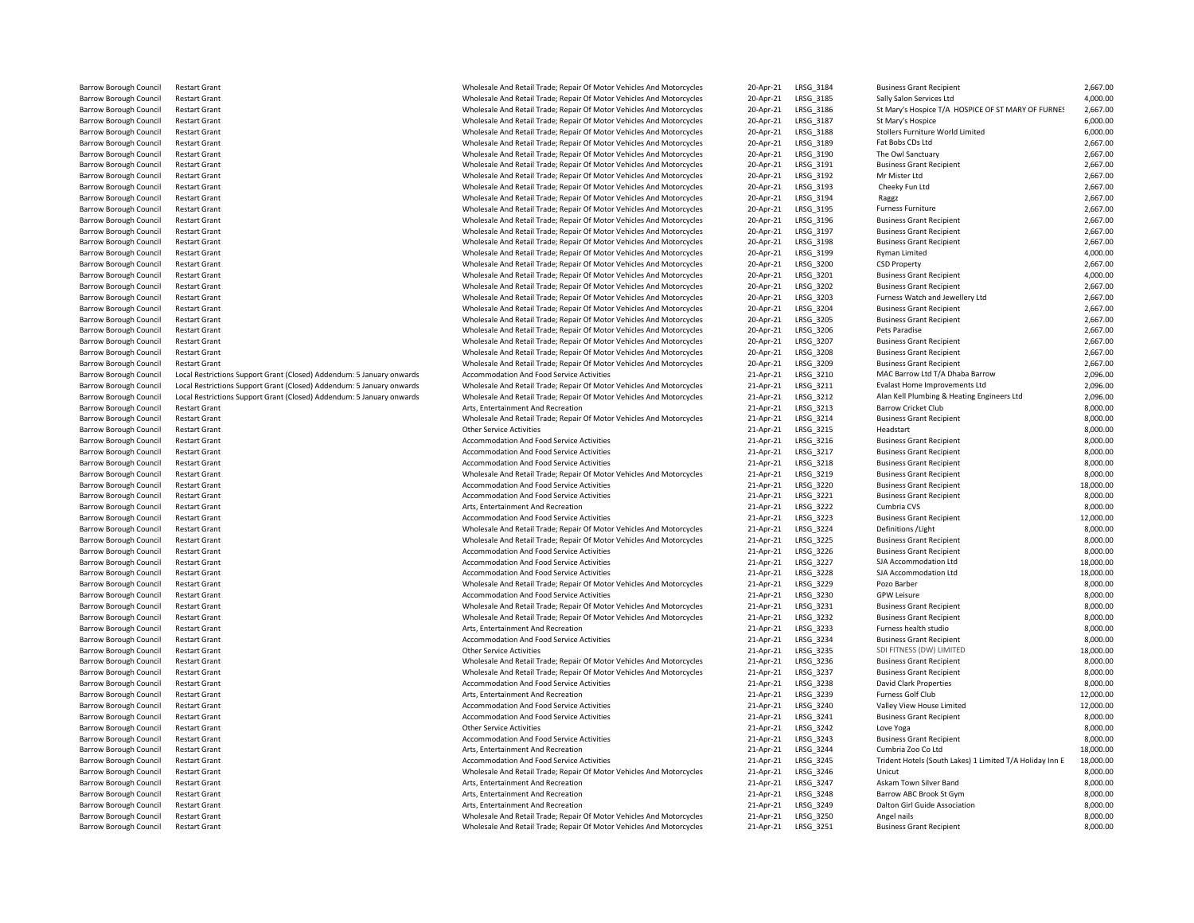| | | | | | | |
|---|---|---|---|---|---|---|
| Barrow Borough Council | Restart Grant | Wholesale And Retail Trade; Repair Of Motor Vehicles And Motorcycles | 20-Apr-21 | LRSG_3184 | Business Grant Recipient | 2,667.00 |
| Barrow Borough Council | Restart Grant | Wholesale And Retail Trade; Repair Of Motor Vehicles And Motorcycles | 20-Apr-21 | LRSG_3185 | Sally Salon Services Ltd | 4,000.00 |
| Barrow Borough Council | Restart Grant | Wholesale And Retail Trade; Repair Of Motor Vehicles And Motorcycles | 20-Apr-21 | LRSG_3186 | St Mary's Hospice T/A HOSPICE OF ST MARY OF FURNES | 2,667.00 |
| Barrow Borough Council | Restart Grant | Wholesale And Retail Trade; Repair Of Motor Vehicles And Motorcycles | 20-Apr-21 | LRSG_3187 | St Mary's Hospice | 6,000.00 |
| Barrow Borough Council | Restart Grant | Wholesale And Retail Trade; Repair Of Motor Vehicles And Motorcycles | 20-Apr-21 | LRSG_3188 | Stollers Furniture World Limited | 6,000.00 |
| Barrow Borough Council | Restart Grant | Wholesale And Retail Trade; Repair Of Motor Vehicles And Motorcycles | 20-Apr-21 | LRSG_3189 | Fat Bobs CDs Ltd | 2,667.00 |
| Barrow Borough Council | Restart Grant | Wholesale And Retail Trade; Repair Of Motor Vehicles And Motorcycles | 20-Apr-21 | LRSG_3190 | The Owl Sanctuary | 2,667.00 |
| Barrow Borough Council | Restart Grant | Wholesale And Retail Trade; Repair Of Motor Vehicles And Motorcycles | 20-Apr-21 | LRSG_3191 | Business Grant Recipient | 2,667.00 |
| Barrow Borough Council | Restart Grant | Wholesale And Retail Trade; Repair Of Motor Vehicles And Motorcycles | 20-Apr-21 | LRSG_3192 | Mr Mister Ltd | 2,667.00 |
| Barrow Borough Council | Restart Grant | Wholesale And Retail Trade; Repair Of Motor Vehicles And Motorcycles | 20-Apr-21 | LRSG_3193 | Cheeky Fun Ltd | 2,667.00 |
| Barrow Borough Council | Restart Grant | Wholesale And Retail Trade; Repair Of Motor Vehicles And Motorcycles | 20-Apr-21 | LRSG_3194 | Raggz | 2,667.00 |
| Barrow Borough Council | Restart Grant | Wholesale And Retail Trade; Repair Of Motor Vehicles And Motorcycles | 20-Apr-21 | LRSG_3195 | Furness Furniture | 2,667.00 |
| Barrow Borough Council | Restart Grant | Wholesale And Retail Trade; Repair Of Motor Vehicles And Motorcycles | 20-Apr-21 | LRSG_3196 | Business Grant Recipient | 2,667.00 |
| Barrow Borough Council | Restart Grant | Wholesale And Retail Trade; Repair Of Motor Vehicles And Motorcycles | 20-Apr-21 | LRSG_3197 | Business Grant Recipient | 2,667.00 |
| Barrow Borough Council | Restart Grant | Wholesale And Retail Trade; Repair Of Motor Vehicles And Motorcycles | 20-Apr-21 | LRSG_3198 | Business Grant Recipient | 2,667.00 |
| Barrow Borough Council | Restart Grant | Wholesale And Retail Trade; Repair Of Motor Vehicles And Motorcycles | 20-Apr-21 | LRSG_3199 | Ryman Limited | 4,000.00 |
| Barrow Borough Council | Restart Grant | Wholesale And Retail Trade; Repair Of Motor Vehicles And Motorcycles | 20-Apr-21 | LRSG_3200 | CSD Property | 2,667.00 |
| Barrow Borough Council | Restart Grant | Wholesale And Retail Trade; Repair Of Motor Vehicles And Motorcycles | 20-Apr-21 | LRSG_3201 | Business Grant Recipient | 4,000.00 |
| Barrow Borough Council | Restart Grant | Wholesale And Retail Trade; Repair Of Motor Vehicles And Motorcycles | 20-Apr-21 | LRSG_3202 | Business Grant Recipient | 2,667.00 |
| Barrow Borough Council | Restart Grant | Wholesale And Retail Trade; Repair Of Motor Vehicles And Motorcycles | 20-Apr-21 | LRSG_3203 | Furness Watch and Jewellery Ltd | 2,667.00 |
| Barrow Borough Council | Restart Grant | Wholesale And Retail Trade; Repair Of Motor Vehicles And Motorcycles | 20-Apr-21 | LRSG_3204 | Business Grant Recipient | 2,667.00 |
| Barrow Borough Council | Restart Grant | Wholesale And Retail Trade; Repair Of Motor Vehicles And Motorcycles | 20-Apr-21 | LRSG_3205 | Business Grant Recipient | 2,667.00 |
| Barrow Borough Council | Restart Grant | Wholesale And Retail Trade; Repair Of Motor Vehicles And Motorcycles | 20-Apr-21 | LRSG_3206 | Pets Paradise | 2,667.00 |
| Barrow Borough Council | Restart Grant | Wholesale And Retail Trade; Repair Of Motor Vehicles And Motorcycles | 20-Apr-21 | LRSG_3207 | Business Grant Recipient | 2,667.00 |
| Barrow Borough Council | Restart Grant | Wholesale And Retail Trade; Repair Of Motor Vehicles And Motorcycles | 20-Apr-21 | LRSG_3208 | Business Grant Recipient | 2,667.00 |
| Barrow Borough Council | Restart Grant | Wholesale And Retail Trade; Repair Of Motor Vehicles And Motorcycles | 20-Apr-21 | LRSG_3209 | Business Grant Recipient | 2,667.00 |
| Barrow Borough Council | Local Restrictions Support Grant (Closed) Addendum: 5 January onwards | Accommodation And Food Service Activities | 21-Apr-21 | LRSG_3210 | MAC Barrow Ltd T/A Dhaba Barrow | 2,096.00 |
| Barrow Borough Council | Local Restrictions Support Grant (Closed) Addendum: 5 January onwards | Wholesale And Retail Trade; Repair Of Motor Vehicles And Motorcycles | 21-Apr-21 | LRSG_3211 | Evalast Home Improvements Ltd | 2,096.00 |
| Barrow Borough Council | Local Restrictions Support Grant (Closed) Addendum: 5 January onwards | Wholesale And Retail Trade; Repair Of Motor Vehicles And Motorcycles | 21-Apr-21 | LRSG_3212 | Alan Kell Plumbing & Heating Engineers Ltd | 2,096.00 |
| Barrow Borough Council | Restart Grant | Arts, Entertainment And Recreation | 21-Apr-21 | LRSG_3213 | Barrow Cricket Club | 8,000.00 |
| Barrow Borough Council | Restart Grant | Wholesale And Retail Trade; Repair Of Motor Vehicles And Motorcycles | 21-Apr-21 | LRSG_3214 | Business Grant Recipient | 8,000.00 |
| Barrow Borough Council | Restart Grant | Other Service Activities | 21-Apr-21 | LRSG_3215 | Headstart | 8,000.00 |
| Barrow Borough Council | Restart Grant | Accommodation And Food Service Activities | 21-Apr-21 | LRSG_3216 | Business Grant Recipient | 8,000.00 |
| Barrow Borough Council | Restart Grant | Accommodation And Food Service Activities | 21-Apr-21 | LRSG_3217 | Business Grant Recipient | 8,000.00 |
| Barrow Borough Council | Restart Grant | Accommodation And Food Service Activities | 21-Apr-21 | LRSG_3218 | Business Grant Recipient | 8,000.00 |
| Barrow Borough Council | Restart Grant | Wholesale And Retail Trade; Repair Of Motor Vehicles And Motorcycles | 21-Apr-21 | LRSG_3219 | Business Grant Recipient | 8,000.00 |
| Barrow Borough Council | Restart Grant | Accommodation And Food Service Activities | 21-Apr-21 | LRSG_3220 | Business Grant Recipient | 18,000.00 |
| Barrow Borough Council | Restart Grant | Accommodation And Food Service Activities | 21-Apr-21 | LRSG_3221 | Business Grant Recipient | 8,000.00 |
| Barrow Borough Council | Restart Grant | Arts, Entertainment And Recreation | 21-Apr-21 | LRSG_3222 | Cumbria CVS | 8,000.00 |
| Barrow Borough Council | Restart Grant | Accommodation And Food Service Activities | 21-Apr-21 | LRSG_3223 | Business Grant Recipient | 12,000.00 |
| Barrow Borough Council | Restart Grant | Wholesale And Retail Trade; Repair Of Motor Vehicles And Motorcycles | 21-Apr-21 | LRSG_3224 | Definitions /Light | 8,000.00 |
| Barrow Borough Council | Restart Grant | Wholesale And Retail Trade; Repair Of Motor Vehicles And Motorcycles | 21-Apr-21 | LRSG_3225 | Business Grant Recipient | 8,000.00 |
| Barrow Borough Council | Restart Grant | Accommodation And Food Service Activities | 21-Apr-21 | LRSG_3226 | Business Grant Recipient | 8,000.00 |
| Barrow Borough Council | Restart Grant | Accommodation And Food Service Activities | 21-Apr-21 | LRSG_3227 | SJA Accommodation Ltd | 18,000.00 |
| Barrow Borough Council | Restart Grant | Accommodation And Food Service Activities | 21-Apr-21 | LRSG_3228 | SJA Accommodation Ltd | 18,000.00 |
| Barrow Borough Council | Restart Grant | Wholesale And Retail Trade; Repair Of Motor Vehicles And Motorcycles | 21-Apr-21 | LRSG_3229 | Pozo Barber | 8,000.00 |
| Barrow Borough Council | Restart Grant | Accommodation And Food Service Activities | 21-Apr-21 | LRSG_3230 | GPW Leisure | 8,000.00 |
| Barrow Borough Council | Restart Grant | Wholesale And Retail Trade; Repair Of Motor Vehicles And Motorcycles | 21-Apr-21 | LRSG_3231 | Business Grant Recipient | 8,000.00 |
| Barrow Borough Council | Restart Grant | Wholesale And Retail Trade; Repair Of Motor Vehicles And Motorcycles | 21-Apr-21 | LRSG_3232 | Business Grant Recipient | 8,000.00 |
| Barrow Borough Council | Restart Grant | Arts, Entertainment And Recreation | 21-Apr-21 | LRSG_3233 | Furness health studio | 8,000.00 |
| Barrow Borough Council | Restart Grant | Accommodation And Food Service Activities | 21-Apr-21 | LRSG_3234 | Business Grant Recipient | 8,000.00 |
| Barrow Borough Council | Restart Grant | Other Service Activities | 21-Apr-21 | LRSG_3235 | SDI FITNESS (DW) LIMITED | 18,000.00 |
| Barrow Borough Council | Restart Grant | Wholesale And Retail Trade; Repair Of Motor Vehicles And Motorcycles | 21-Apr-21 | LRSG_3236 | Business Grant Recipient | 8,000.00 |
| Barrow Borough Council | Restart Grant | Wholesale And Retail Trade; Repair Of Motor Vehicles And Motorcycles | 21-Apr-21 | LRSG_3237 | Business Grant Recipient | 8,000.00 |
| Barrow Borough Council | Restart Grant | Accommodation And Food Service Activities | 21-Apr-21 | LRSG_3238 | David Clark Properties | 8,000.00 |
| Barrow Borough Council | Restart Grant | Arts, Entertainment And Recreation | 21-Apr-21 | LRSG_3239 | Furness Golf Club | 12,000.00 |
| Barrow Borough Council | Restart Grant | Accommodation And Food Service Activities | 21-Apr-21 | LRSG_3240 | Valley View House Limited | 12,000.00 |
| Barrow Borough Council | Restart Grant | Accommodation And Food Service Activities | 21-Apr-21 | LRSG_3241 | Business Grant Recipient | 8,000.00 |
| Barrow Borough Council | Restart Grant | Other Service Activities | 21-Apr-21 | LRSG_3242 | Love Yoga | 8,000.00 |
| Barrow Borough Council | Restart Grant | Accommodation And Food Service Activities | 21-Apr-21 | LRSG_3243 | Business Grant Recipient | 8,000.00 |
| Barrow Borough Council | Restart Grant | Arts, Entertainment And Recreation | 21-Apr-21 | LRSG_3244 | Cumbria Zoo Co Ltd | 18,000.00 |
| Barrow Borough Council | Restart Grant | Accommodation And Food Service Activities | 21-Apr-21 | LRSG_3245 | Trident Hotels (South Lakes) 1 Limited T/A Holiday Inn E | 18,000.00 |
| Barrow Borough Council | Restart Grant | Wholesale And Retail Trade; Repair Of Motor Vehicles And Motorcycles | 21-Apr-21 | LRSG_3246 | Unicut | 8,000.00 |
| Barrow Borough Council | Restart Grant | Arts, Entertainment And Recreation | 21-Apr-21 | LRSG_3247 | Askam Town Silver Band | 8,000.00 |
| Barrow Borough Council | Restart Grant | Arts, Entertainment And Recreation | 21-Apr-21 | LRSG_3248 | Barrow ABC Brook St Gym | 8,000.00 |
| Barrow Borough Council | Restart Grant | Arts, Entertainment And Recreation | 21-Apr-21 | LRSG_3249 | Dalton Girl Guide Association | 8,000.00 |
| Barrow Borough Council | Restart Grant | Wholesale And Retail Trade; Repair Of Motor Vehicles And Motorcycles | 21-Apr-21 | LRSG_3250 | Angel nails | 8,000.00 |
| Barrow Borough Council | Restart Grant | Wholesale And Retail Trade; Repair Of Motor Vehicles And Motorcycles | 21-Apr-21 | LRSG_3251 | Business Grant Recipient | 8,000.00 |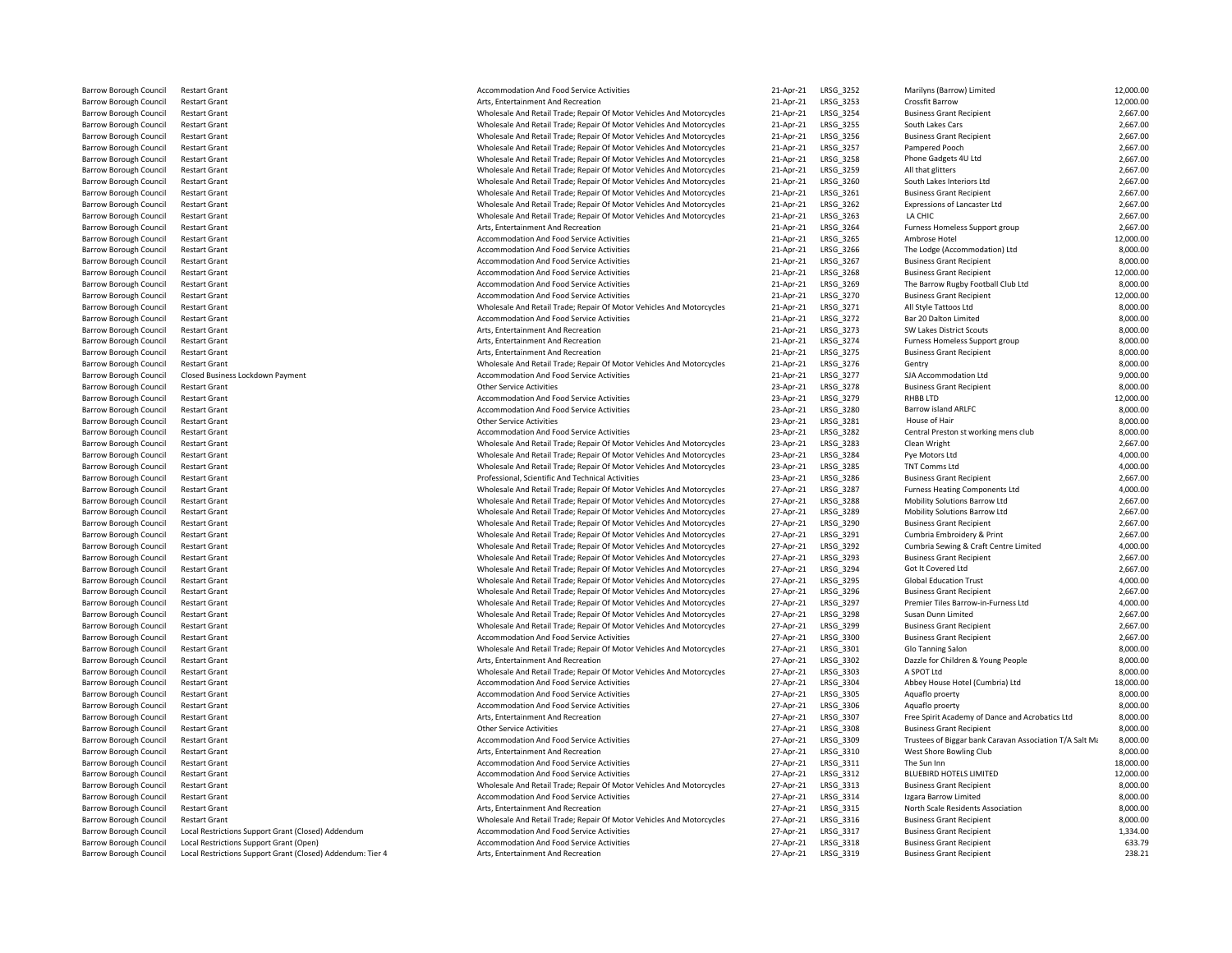| | | | | | | |
|---|---|---|---|---|---|---|
| Barrow Borough Council | Restart Grant | Accommodation And Food Service Activities | 21-Apr-21 | LRSG_3252 | Marilyns (Barrow) Limited | 12,000.00 |
| Barrow Borough Council | Restart Grant | Arts, Entertainment And Recreation | 21-Apr-21 | LRSG_3253 | Crossfit Barrow | 12,000.00 |
| Barrow Borough Council | Restart Grant | Wholesale And Retail Trade; Repair Of Motor Vehicles And Motorcycles | 21-Apr-21 | LRSG_3254 | Business Grant Recipient | 2,667.00 |
| Barrow Borough Council | Restart Grant | Wholesale And Retail Trade; Repair Of Motor Vehicles And Motorcycles | 21-Apr-21 | LRSG_3255 | South Lakes Cars | 2,667.00 |
| Barrow Borough Council | Restart Grant | Wholesale And Retail Trade; Repair Of Motor Vehicles And Motorcycles | 21-Apr-21 | LRSG_3256 | Business Grant Recipient | 2,667.00 |
| Barrow Borough Council | Restart Grant | Wholesale And Retail Trade; Repair Of Motor Vehicles And Motorcycles | 21-Apr-21 | LRSG_3257 | Pampered Pooch | 2,667.00 |
| Barrow Borough Council | Restart Grant | Wholesale And Retail Trade; Repair Of Motor Vehicles And Motorcycles | 21-Apr-21 | LRSG_3258 | Phone Gadgets 4U Ltd | 2,667.00 |
| Barrow Borough Council | Restart Grant | Wholesale And Retail Trade; Repair Of Motor Vehicles And Motorcycles | 21-Apr-21 | LRSG_3259 | All that glitters | 2,667.00 |
| Barrow Borough Council | Restart Grant | Wholesale And Retail Trade; Repair Of Motor Vehicles And Motorcycles | 21-Apr-21 | LRSG_3260 | South Lakes Interiors Ltd | 2,667.00 |
| Barrow Borough Council | Restart Grant | Wholesale And Retail Trade; Repair Of Motor Vehicles And Motorcycles | 21-Apr-21 | LRSG_3261 | Business Grant Recipient | 2,667.00 |
| Barrow Borough Council | Restart Grant | Wholesale And Retail Trade; Repair Of Motor Vehicles And Motorcycles | 21-Apr-21 | LRSG_3262 | Expressions of Lancaster Ltd | 2,667.00 |
| Barrow Borough Council | Restart Grant | Wholesale And Retail Trade; Repair Of Motor Vehicles And Motorcycles | 21-Apr-21 | LRSG_3263 | LA CHIC | 2,667.00 |
| Barrow Borough Council | Restart Grant | Arts, Entertainment And Recreation | 21-Apr-21 | LRSG_3264 | Furness Homeless Support group | 2,667.00 |
| Barrow Borough Council | Restart Grant | Accommodation And Food Service Activities | 21-Apr-21 | LRSG_3265 | Ambrose Hotel | 12,000.00 |
| Barrow Borough Council | Restart Grant | Accommodation And Food Service Activities | 21-Apr-21 | LRSG_3266 | The Lodge (Accommodation) Ltd | 8,000.00 |
| Barrow Borough Council | Restart Grant | Accommodation And Food Service Activities | 21-Apr-21 | LRSG_3267 | Business Grant Recipient | 8,000.00 |
| Barrow Borough Council | Restart Grant | Accommodation And Food Service Activities | 21-Apr-21 | LRSG_3268 | Business Grant Recipient | 12,000.00 |
| Barrow Borough Council | Restart Grant | Accommodation And Food Service Activities | 21-Apr-21 | LRSG_3269 | The Barrow Rugby Football Club Ltd | 8,000.00 |
| Barrow Borough Council | Restart Grant | Accommodation And Food Service Activities | 21-Apr-21 | LRSG_3270 | Business Grant Recipient | 12,000.00 |
| Barrow Borough Council | Restart Grant | Wholesale And Retail Trade; Repair Of Motor Vehicles And Motorcycles | 21-Apr-21 | LRSG_3271 | All Style Tattoos Ltd | 8,000.00 |
| Barrow Borough Council | Restart Grant | Accommodation And Food Service Activities | 21-Apr-21 | LRSG_3272 | Bar 20 Dalton Limited | 8,000.00 |
| Barrow Borough Council | Restart Grant | Arts, Entertainment And Recreation | 21-Apr-21 | LRSG_3273 | SW Lakes District Scouts | 8,000.00 |
| Barrow Borough Council | Restart Grant | Arts, Entertainment And Recreation | 21-Apr-21 | LRSG_3274 | Furness Homeless Support group | 8,000.00 |
| Barrow Borough Council | Restart Grant | Arts, Entertainment And Recreation | 21-Apr-21 | LRSG_3275 | Business Grant Recipient | 8,000.00 |
| Barrow Borough Council | Restart Grant | Wholesale And Retail Trade; Repair Of Motor Vehicles And Motorcycles | 21-Apr-21 | LRSG_3276 | Gentry | 8,000.00 |
| Barrow Borough Council | Closed Business Lockdown Payment | Accommodation And Food Service Activities | 21-Apr-21 | LRSG_3277 | SJA Accommodation Ltd | 9,000.00 |
| Barrow Borough Council | Restart Grant | Other Service Activities | 23-Apr-21 | LRSG_3278 | Business Grant Recipient | 8,000.00 |
| Barrow Borough Council | Restart Grant | Accommodation And Food Service Activities | 23-Apr-21 | LRSG_3279 | RHBB LTD | 12,000.00 |
| Barrow Borough Council | Restart Grant | Accommodation And Food Service Activities | 23-Apr-21 | LRSG_3280 | Barrow island ARLFC | 8,000.00 |
| Barrow Borough Council | Restart Grant | Other Service Activities | 23-Apr-21 | LRSG_3281 | House of Hair | 8,000.00 |
| Barrow Borough Council | Restart Grant | Accommodation And Food Service Activities | 23-Apr-21 | LRSG_3282 | Central Preston st working mens club | 8,000.00 |
| Barrow Borough Council | Restart Grant | Wholesale And Retail Trade; Repair Of Motor Vehicles And Motorcycles | 23-Apr-21 | LRSG_3283 | Clean Wright | 2,667.00 |
| Barrow Borough Council | Restart Grant | Wholesale And Retail Trade; Repair Of Motor Vehicles And Motorcycles | 23-Apr-21 | LRSG_3284 | Pye Motors Ltd | 4,000.00 |
| Barrow Borough Council | Restart Grant | Wholesale And Retail Trade; Repair Of Motor Vehicles And Motorcycles | 23-Apr-21 | LRSG_3285 | TNT Comms Ltd | 4,000.00 |
| Barrow Borough Council | Restart Grant | Professional, Scientific And Technical Activities | 23-Apr-21 | LRSG_3286 | Business Grant Recipient | 2,667.00 |
| Barrow Borough Council | Restart Grant | Wholesale And Retail Trade; Repair Of Motor Vehicles And Motorcycles | 27-Apr-21 | LRSG_3287 | Furness Heating Components Ltd | 4,000.00 |
| Barrow Borough Council | Restart Grant | Wholesale And Retail Trade; Repair Of Motor Vehicles And Motorcycles | 27-Apr-21 | LRSG_3288 | Mobility Solutions Barrow Ltd | 2,667.00 |
| Barrow Borough Council | Restart Grant | Wholesale And Retail Trade; Repair Of Motor Vehicles And Motorcycles | 27-Apr-21 | LRSG_3289 | Mobility Solutions Barrow Ltd | 2,667.00 |
| Barrow Borough Council | Restart Grant | Wholesale And Retail Trade; Repair Of Motor Vehicles And Motorcycles | 27-Apr-21 | LRSG_3290 | Business Grant Recipient | 2,667.00 |
| Barrow Borough Council | Restart Grant | Wholesale And Retail Trade; Repair Of Motor Vehicles And Motorcycles | 27-Apr-21 | LRSG_3291 | Cumbria Embroidery & Print | 2,667.00 |
| Barrow Borough Council | Restart Grant | Wholesale And Retail Trade; Repair Of Motor Vehicles And Motorcycles | 27-Apr-21 | LRSG_3292 | Cumbria Sewing & Craft Centre Limited | 4,000.00 |
| Barrow Borough Council | Restart Grant | Wholesale And Retail Trade; Repair Of Motor Vehicles And Motorcycles | 27-Apr-21 | LRSG_3293 | Business Grant Recipient | 2,667.00 |
| Barrow Borough Council | Restart Grant | Wholesale And Retail Trade; Repair Of Motor Vehicles And Motorcycles | 27-Apr-21 | LRSG_3294 | Got It Covered Ltd | 2,667.00 |
| Barrow Borough Council | Restart Grant | Wholesale And Retail Trade; Repair Of Motor Vehicles And Motorcycles | 27-Apr-21 | LRSG_3295 | Global Education Trust | 4,000.00 |
| Barrow Borough Council | Restart Grant | Wholesale And Retail Trade; Repair Of Motor Vehicles And Motorcycles | 27-Apr-21 | LRSG_3296 | Business Grant Recipient | 2,667.00 |
| Barrow Borough Council | Restart Grant | Wholesale And Retail Trade; Repair Of Motor Vehicles And Motorcycles | 27-Apr-21 | LRSG_3297 | Premier Tiles Barrow-in-Furness Ltd | 4,000.00 |
| Barrow Borough Council | Restart Grant | Wholesale And Retail Trade; Repair Of Motor Vehicles And Motorcycles | 27-Apr-21 | LRSG_3298 | Susan Dunn Limited | 2,667.00 |
| Barrow Borough Council | Restart Grant | Wholesale And Retail Trade; Repair Of Motor Vehicles And Motorcycles | 27-Apr-21 | LRSG_3299 | Business Grant Recipient | 2,667.00 |
| Barrow Borough Council | Restart Grant | Accommodation And Food Service Activities | 27-Apr-21 | LRSG_3300 | Business Grant Recipient | 2,667.00 |
| Barrow Borough Council | Restart Grant | Wholesale And Retail Trade; Repair Of Motor Vehicles And Motorcycles | 27-Apr-21 | LRSG_3301 | Glo Tanning Salon | 8,000.00 |
| Barrow Borough Council | Restart Grant | Arts, Entertainment And Recreation | 27-Apr-21 | LRSG_3302 | Dazzle for Children & Young People | 8,000.00 |
| Barrow Borough Council | Restart Grant | Wholesale And Retail Trade; Repair Of Motor Vehicles And Motorcycles | 27-Apr-21 | LRSG_3303 | A SPOT Ltd | 8,000.00 |
| Barrow Borough Council | Restart Grant | Accommodation And Food Service Activities | 27-Apr-21 | LRSG_3304 | Abbey House Hotel (Cumbria) Ltd | 18,000.00 |
| Barrow Borough Council | Restart Grant | Accommodation And Food Service Activities | 27-Apr-21 | LRSG_3305 | Aquaflo proerty | 8,000.00 |
| Barrow Borough Council | Restart Grant | Accommodation And Food Service Activities | 27-Apr-21 | LRSG_3306 | Aquaflo proerty | 8,000.00 |
| Barrow Borough Council | Restart Grant | Arts, Entertainment And Recreation | 27-Apr-21 | LRSG_3307 | Free Spirit Academy of Dance and Acrobatics Ltd | 8,000.00 |
| Barrow Borough Council | Restart Grant | Other Service Activities | 27-Apr-21 | LRSG_3308 | Business Grant Recipient | 8,000.00 |
| Barrow Borough Council | Restart Grant | Accommodation And Food Service Activities | 27-Apr-21 | LRSG_3309 | Trustees of Biggar bank Caravan Association T/A Salt Ma | 8,000.00 |
| Barrow Borough Council | Restart Grant | Arts, Entertainment And Recreation | 27-Apr-21 | LRSG_3310 | West Shore Bowling Club | 8,000.00 |
| Barrow Borough Council | Restart Grant | Accommodation And Food Service Activities | 27-Apr-21 | LRSG_3311 | The Sun Inn | 18,000.00 |
| Barrow Borough Council | Restart Grant | Accommodation And Food Service Activities | 27-Apr-21 | LRSG_3312 | BLUEBIRD HOTELS LIMITED | 12,000.00 |
| Barrow Borough Council | Restart Grant | Wholesale And Retail Trade; Repair Of Motor Vehicles And Motorcycles | 27-Apr-21 | LRSG_3313 | Business Grant Recipient | 8,000.00 |
| Barrow Borough Council | Restart Grant | Accommodation And Food Service Activities | 27-Apr-21 | LRSG_3314 | Izgara Barrow Limited | 8,000.00 |
| Barrow Borough Council | Restart Grant | Arts, Entertainment And Recreation | 27-Apr-21 | LRSG_3315 | North Scale Residents Association | 8,000.00 |
| Barrow Borough Council | Restart Grant | Wholesale And Retail Trade; Repair Of Motor Vehicles And Motorcycles | 27-Apr-21 | LRSG_3316 | Business Grant Recipient | 8,000.00 |
| Barrow Borough Council | Local Restrictions Support Grant (Closed) Addendum | Accommodation And Food Service Activities | 27-Apr-21 | LRSG_3317 | Business Grant Recipient | 1,334.00 |
| Barrow Borough Council | Local Restrictions Support Grant (Open) | Accommodation And Food Service Activities | 27-Apr-21 | LRSG_3318 | Business Grant Recipient | 633.79 |
| Barrow Borough Council | Local Restrictions Support Grant (Closed) Addendum: Tier 4 | Arts, Entertainment And Recreation | 27-Apr-21 | LRSG_3319 | Business Grant Recipient | 238.21 |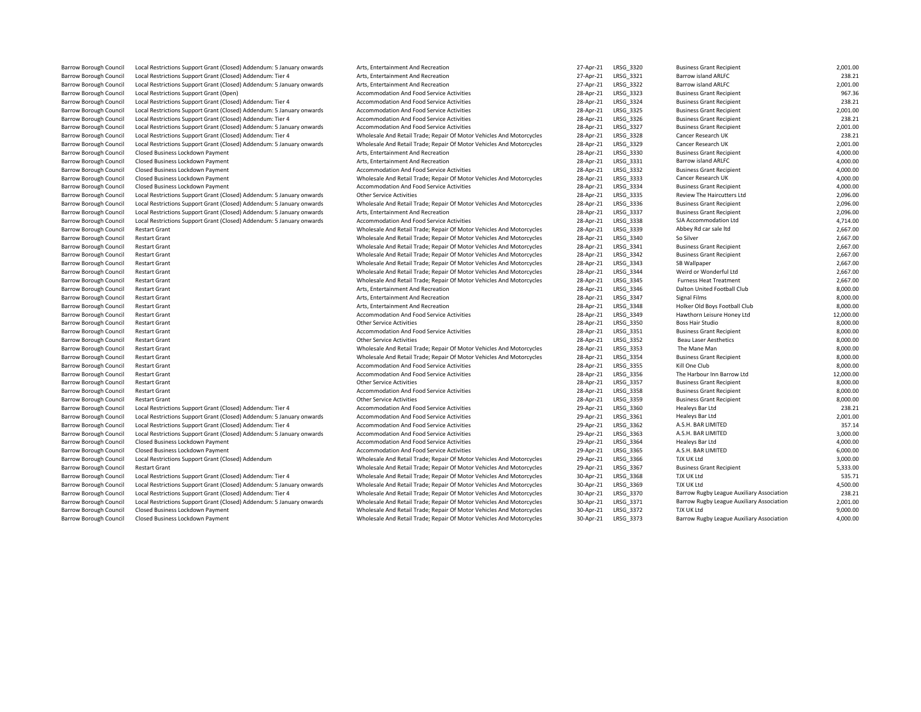| | | | | | | |
|---|---|---|---|---|---|---|
| Barrow Borough Council | Local Restrictions Support Grant (Closed) Addendum: 5 January onwards | Arts, Entertainment And Recreation | 27-Apr-21 | LRSG_3320 | Business Grant Recipient | 2,001.00 |
| Barrow Borough Council | Local Restrictions Support Grant (Closed) Addendum: Tier 4 | Arts, Entertainment And Recreation | 27-Apr-21 | LRSG_3321 | Barrow island ARLFC | 238.21 |
| Barrow Borough Council | Local Restrictions Support Grant (Closed) Addendum: 5 January onwards | Arts, Entertainment And Recreation | 27-Apr-21 | LRSG_3322 | Barrow island ARLFC | 2,001.00 |
| Barrow Borough Council | Local Restrictions Support Grant (Open) | Accommodation And Food Service Activities | 28-Apr-21 | LRSG_3323 | Business Grant Recipient | 967.36 |
| Barrow Borough Council | Local Restrictions Support Grant (Closed) Addendum: Tier 4 | Accommodation And Food Service Activities | 28-Apr-21 | LRSG_3324 | Business Grant Recipient | 238.21 |
| Barrow Borough Council | Local Restrictions Support Grant (Closed) Addendum: 5 January onwards | Accommodation And Food Service Activities | 28-Apr-21 | LRSG_3325 | Business Grant Recipient | 2,001.00 |
| Barrow Borough Council | Local Restrictions Support Grant (Closed) Addendum: Tier 4 | Accommodation And Food Service Activities | 28-Apr-21 | LRSG_3326 | Business Grant Recipient | 238.21 |
| Barrow Borough Council | Local Restrictions Support Grant (Closed) Addendum: 5 January onwards | Accommodation And Food Service Activities | 28-Apr-21 | LRSG_3327 | Business Grant Recipient | 2,001.00 |
| Barrow Borough Council | Local Restrictions Support Grant (Closed) Addendum: Tier 4 | Wholesale And Retail Trade; Repair Of Motor Vehicles And Motorcycles | 28-Apr-21 | LRSG_3328 | Cancer Research UK | 238.21 |
| Barrow Borough Council | Local Restrictions Support Grant (Closed) Addendum: 5 January onwards | Wholesale And Retail Trade; Repair Of Motor Vehicles And Motorcycles | 28-Apr-21 | LRSG_3329 | Cancer Research UK | 2,001.00 |
| Barrow Borough Council | Closed Business Lockdown Payment | Arts, Entertainment And Recreation | 28-Apr-21 | LRSG_3330 | Business Grant Recipient | 4,000.00 |
| Barrow Borough Council | Closed Business Lockdown Payment | Arts, Entertainment And Recreation | 28-Apr-21 | LRSG_3331 | Barrow island ARLFC | 4,000.00 |
| Barrow Borough Council | Closed Business Lockdown Payment | Accommodation And Food Service Activities | 28-Apr-21 | LRSG_3332 | Business Grant Recipient | 4,000.00 |
| Barrow Borough Council | Closed Business Lockdown Payment | Wholesale And Retail Trade; Repair Of Motor Vehicles And Motorcycles | 28-Apr-21 | LRSG_3333 | Cancer Research UK | 4,000.00 |
| Barrow Borough Council | Closed Business Lockdown Payment | Accommodation And Food Service Activities | 28-Apr-21 | LRSG_3334 | Business Grant Recipient | 4,000.00 |
| Barrow Borough Council | Local Restrictions Support Grant (Closed) Addendum: 5 January onwards | Other Service Activities | 28-Apr-21 | LRSG_3335 | Review The Haircutters Ltd | 2,096.00 |
| Barrow Borough Council | Local Restrictions Support Grant (Closed) Addendum: 5 January onwards | Wholesale And Retail Trade; Repair Of Motor Vehicles And Motorcycles | 28-Apr-21 | LRSG_3336 | Business Grant Recipient | 2,096.00 |
| Barrow Borough Council | Local Restrictions Support Grant (Closed) Addendum: 5 January onwards | Arts, Entertainment And Recreation | 28-Apr-21 | LRSG_3337 | Business Grant Recipient | 2,096.00 |
| Barrow Borough Council | Local Restrictions Support Grant (Closed) Addendum: 5 January onwards | Accommodation And Food Service Activities | 28-Apr-21 | LRSG_3338 | SJA Accommodation Ltd | 4,714.00 |
| Barrow Borough Council | Restart Grant | Wholesale And Retail Trade; Repair Of Motor Vehicles And Motorcycles | 28-Apr-21 | LRSG_3339 | Abbey Rd car sale ltd | 2,667.00 |
| Barrow Borough Council | Restart Grant | Wholesale And Retail Trade; Repair Of Motor Vehicles And Motorcycles | 28-Apr-21 | LRSG_3340 | So Silver | 2,667.00 |
| Barrow Borough Council | Restart Grant | Wholesale And Retail Trade; Repair Of Motor Vehicles And Motorcycles | 28-Apr-21 | LRSG_3341 | Business Grant Recipient | 2,667.00 |
| Barrow Borough Council | Restart Grant | Wholesale And Retail Trade; Repair Of Motor Vehicles And Motorcycles | 28-Apr-21 | LRSG_3342 | Business Grant Recipient | 2,667.00 |
| Barrow Borough Council | Restart Grant | Wholesale And Retail Trade; Repair Of Motor Vehicles And Motorcycles | 28-Apr-21 | LRSG_3343 | SB Wallpaper | 2,667.00 |
| Barrow Borough Council | Restart Grant | Wholesale And Retail Trade; Repair Of Motor Vehicles And Motorcycles | 28-Apr-21 | LRSG_3344 | Weird or Wonderful Ltd | 2,667.00 |
| Barrow Borough Council | Restart Grant | Wholesale And Retail Trade; Repair Of Motor Vehicles And Motorcycles | 28-Apr-21 | LRSG_3345 | Furness Heat Treatment | 2,667.00 |
| Barrow Borough Council | Restart Grant | Arts, Entertainment And Recreation | 28-Apr-21 | LRSG_3346 | Dalton United Football Club | 8,000.00 |
| Barrow Borough Council | Restart Grant | Arts, Entertainment And Recreation | 28-Apr-21 | LRSG_3347 | Signal Films | 8,000.00 |
| Barrow Borough Council | Restart Grant | Arts, Entertainment And Recreation | 28-Apr-21 | LRSG_3348 | Holker Old Boys Football Club | 8,000.00 |
| Barrow Borough Council | Restart Grant | Accommodation And Food Service Activities | 28-Apr-21 | LRSG_3349 | Hawthorn Leisure Honey Ltd | 12,000.00 |
| Barrow Borough Council | Restart Grant | Other Service Activities | 28-Apr-21 | LRSG_3350 | Boss Hair Studio | 8,000.00 |
| Barrow Borough Council | Restart Grant | Accommodation And Food Service Activities | 28-Apr-21 | LRSG_3351 | Business Grant Recipient | 8,000.00 |
| Barrow Borough Council | Restart Grant | Other Service Activities | 28-Apr-21 | LRSG_3352 | Beau Laser Aesthetics | 8,000.00 |
| Barrow Borough Council | Restart Grant | Wholesale And Retail Trade; Repair Of Motor Vehicles And Motorcycles | 28-Apr-21 | LRSG_3353 | The Mane Man | 8,000.00 |
| Barrow Borough Council | Restart Grant | Wholesale And Retail Trade; Repair Of Motor Vehicles And Motorcycles | 28-Apr-21 | LRSG_3354 | Business Grant Recipient | 8,000.00 |
| Barrow Borough Council | Restart Grant | Accommodation And Food Service Activities | 28-Apr-21 | LRSG_3355 | Kill One Club | 8,000.00 |
| Barrow Borough Council | Restart Grant | Accommodation And Food Service Activities | 28-Apr-21 | LRSG_3356 | The Harbour Inn Barrow Ltd | 12,000.00 |
| Barrow Borough Council | Restart Grant | Other Service Activities | 28-Apr-21 | LRSG_3357 | Business Grant Recipient | 8,000.00 |
| Barrow Borough Council | Restart Grant | Accommodation And Food Service Activities | 28-Apr-21 | LRSG_3358 | Business Grant Recipient | 8,000.00 |
| Barrow Borough Council | Restart Grant | Other Service Activities | 28-Apr-21 | LRSG_3359 | Business Grant Recipient | 8,000.00 |
| Barrow Borough Council | Local Restrictions Support Grant (Closed) Addendum: Tier 4 | Accommodation And Food Service Activities | 29-Apr-21 | LRSG_3360 | Healeys Bar Ltd | 238.21 |
| Barrow Borough Council | Local Restrictions Support Grant (Closed) Addendum: 5 January onwards | Accommodation And Food Service Activities | 29-Apr-21 | LRSG_3361 | Healeys Bar Ltd | 2,001.00 |
| Barrow Borough Council | Local Restrictions Support Grant (Closed) Addendum: Tier 4 | Accommodation And Food Service Activities | 29-Apr-21 | LRSG_3362 | A.S.H. BAR LIMITED | 357.14 |
| Barrow Borough Council | Local Restrictions Support Grant (Closed) Addendum: 5 January onwards | Accommodation And Food Service Activities | 29-Apr-21 | LRSG_3363 | A.S.H. BAR LIMITED | 3,000.00 |
| Barrow Borough Council | Closed Business Lockdown Payment | Accommodation And Food Service Activities | 29-Apr-21 | LRSG_3364 | Healeys Bar Ltd | 4,000.00 |
| Barrow Borough Council | Closed Business Lockdown Payment | Accommodation And Food Service Activities | 29-Apr-21 | LRSG_3365 | A.S.H. BAR LIMITED | 6,000.00 |
| Barrow Borough Council | Local Restrictions Support Grant (Closed) Addendum | Wholesale And Retail Trade; Repair Of Motor Vehicles And Motorcycles | 29-Apr-21 | LRSG_3366 | TJX UK Ltd | 3,000.00 |
| Barrow Borough Council | Restart Grant | Wholesale And Retail Trade; Repair Of Motor Vehicles And Motorcycles | 29-Apr-21 | LRSG_3367 | Business Grant Recipient | 5,333.00 |
| Barrow Borough Council | Local Restrictions Support Grant (Closed) Addendum: Tier 4 | Wholesale And Retail Trade; Repair Of Motor Vehicles And Motorcycles | 30-Apr-21 | LRSG_3368 | TJX UK Ltd | 535.71 |
| Barrow Borough Council | Local Restrictions Support Grant (Closed) Addendum: 5 January onwards | Wholesale And Retail Trade; Repair Of Motor Vehicles And Motorcycles | 30-Apr-21 | LRSG_3369 | TJX UK Ltd | 4,500.00 |
| Barrow Borough Council | Local Restrictions Support Grant (Closed) Addendum: Tier 4 | Wholesale And Retail Trade; Repair Of Motor Vehicles And Motorcycles | 30-Apr-21 | LRSG_3370 | Barrow Rugby League Auxiliary Association | 238.21 |
| Barrow Borough Council | Local Restrictions Support Grant (Closed) Addendum: 5 January onwards | Wholesale And Retail Trade; Repair Of Motor Vehicles And Motorcycles | 30-Apr-21 | LRSG_3371 | Barrow Rugby League Auxiliary Association | 2,001.00 |
| Barrow Borough Council | Closed Business Lockdown Payment | Wholesale And Retail Trade; Repair Of Motor Vehicles And Motorcycles | 30-Apr-21 | LRSG_3372 | TJX UK Ltd | 9,000.00 |
| Barrow Borough Council | Closed Business Lockdown Payment | Wholesale And Retail Trade; Repair Of Motor Vehicles And Motorcycles | 30-Apr-21 | LRSG_3373 | Barrow Rugby League Auxiliary Association | 4,000.00 |